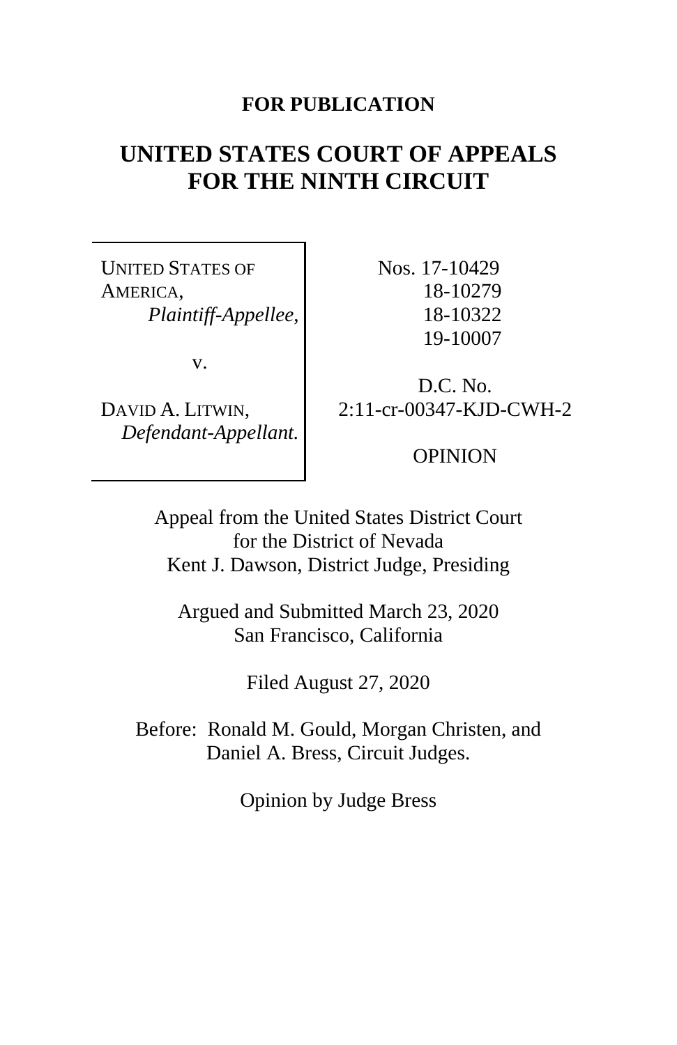**FOR PUBLICATION**

# UNITED STATES COURT OF APPEALS FOR THE NINTH CIRCUIT

| | |
|---|---|
| UNITED STATES OF AMERICA, *Plaintiff-Appellee,* v. DAVID A. LITWIN, *Defendant-Appellant.* | Nos. 17-10429, 18-10279, 18-10322, 19-10007 D.C. No. 2:11-cr-00347-KJD-CWH-2 OPINION |

Appeal from the United States District Court
for the District of Nevada
Kent J. Dawson, District Judge, Presiding

Argued and Submitted March 23, 2020
San Francisco, California

Filed August 27, 2020

Before: Ronald M. Gould, Morgan Christen, and
Daniel A. Bress, Circuit Judges.

Opinion by Judge Bress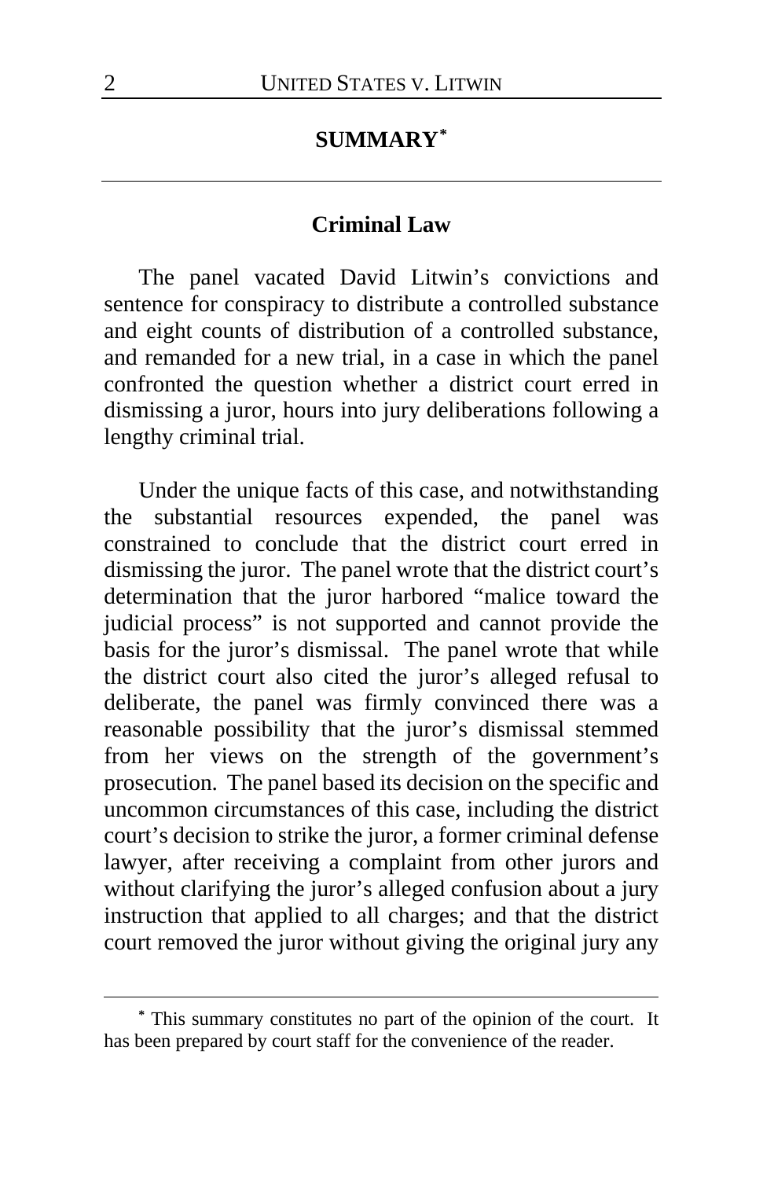## SUMMARY[*]

### Criminal Law

The panel vacated David Litwin's convictions and sentence for conspiracy to distribute a controlled substance and eight counts of distribution of a controlled substance, and remanded for a new trial, in a case in which the panel confronted the question whether a district court erred in dismissing a juror, hours into jury deliberations following a lengthy criminal trial.

Under the unique facts of this case, and notwithstanding the substantial resources expended, the panel was constrained to conclude that the district court erred in dismissing the juror. The panel wrote that the district court's determination that the juror harbored "malice toward the judicial process" is not supported and cannot provide the basis for the juror's dismissal. The panel wrote that while the district court also cited the juror's alleged refusal to deliberate, the panel was firmly convinced there was a reasonable possibility that the juror's dismissal stemmed from her views on the strength of the government's prosecution. The panel based its decision on the specific and uncommon circumstances of this case, including the district court's decision to strike the juror, a former criminal defense lawyer, after receiving a complaint from other jurors and without clarifying the juror's alleged confusion about a jury instruction that applied to all charges; and that the district court removed the juror without giving the original jury any

---

[*] This summary constitutes no part of the opinion of the court. It has been prepared by court staff for the convenience of the reader.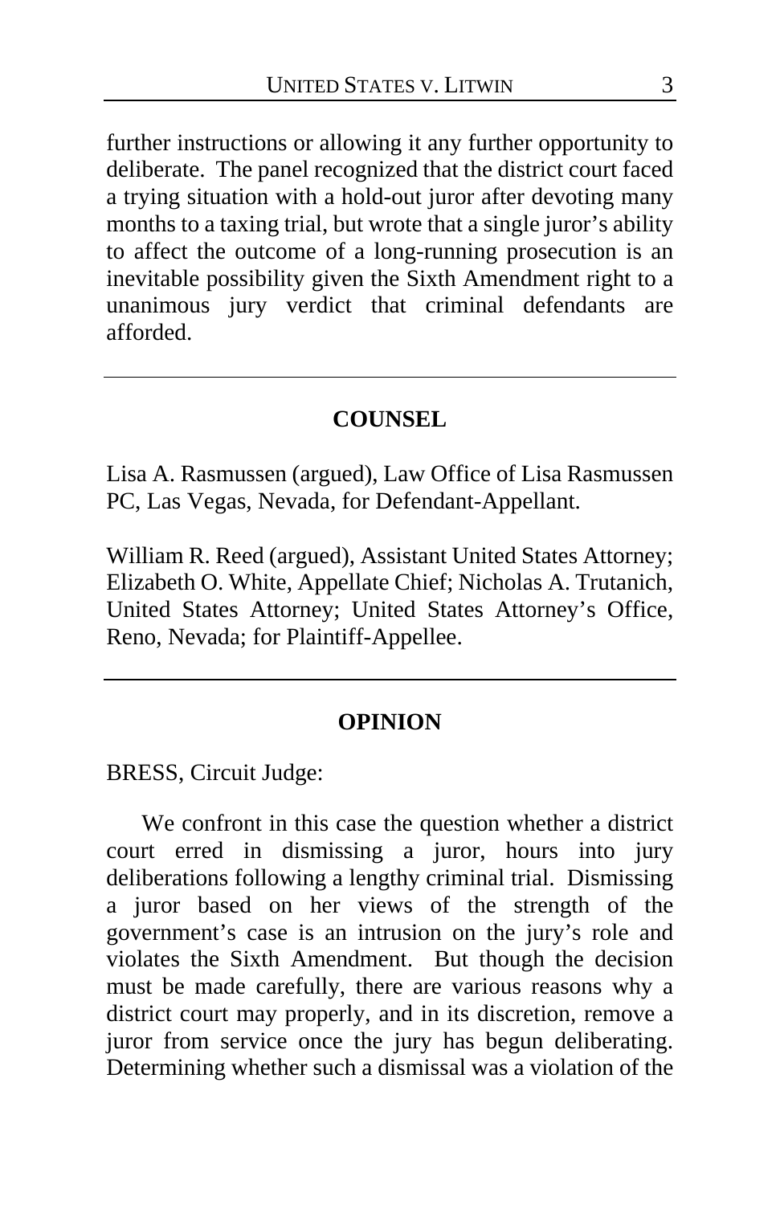further instructions or allowing it any further opportunity to deliberate. The panel recognized that the district court faced a trying situation with a hold-out juror after devoting many months to a taxing trial, but wrote that a single juror's ability to affect the outcome of a long-running prosecution is an inevitable possibility given the Sixth Amendment right to a unanimous jury verdict that criminal defendants are afforded.

---

## COUNSEL

Lisa A. Rasmussen (argued), Law Office of Lisa Rasmussen PC, Las Vegas, Nevada, for Defendant-Appellant.

William R. Reed (argued), Assistant United States Attorney; Elizabeth O. White, Appellate Chief; Nicholas A. Trutanich, United States Attorney; United States Attorney's Office, Reno, Nevada; for Plaintiff-Appellee.

---

## OPINION

BRESS, Circuit Judge:

We confront in this case the question whether a district court erred in dismissing a juror, hours into jury deliberations following a lengthy criminal trial. Dismissing a juror based on her views of the strength of the government's case is an intrusion on the jury's role and violates the Sixth Amendment. But though the decision must be made carefully, there are various reasons why a district court may properly, and in its discretion, remove a juror from service once the jury has begun deliberating. Determining whether such a dismissal was a violation of the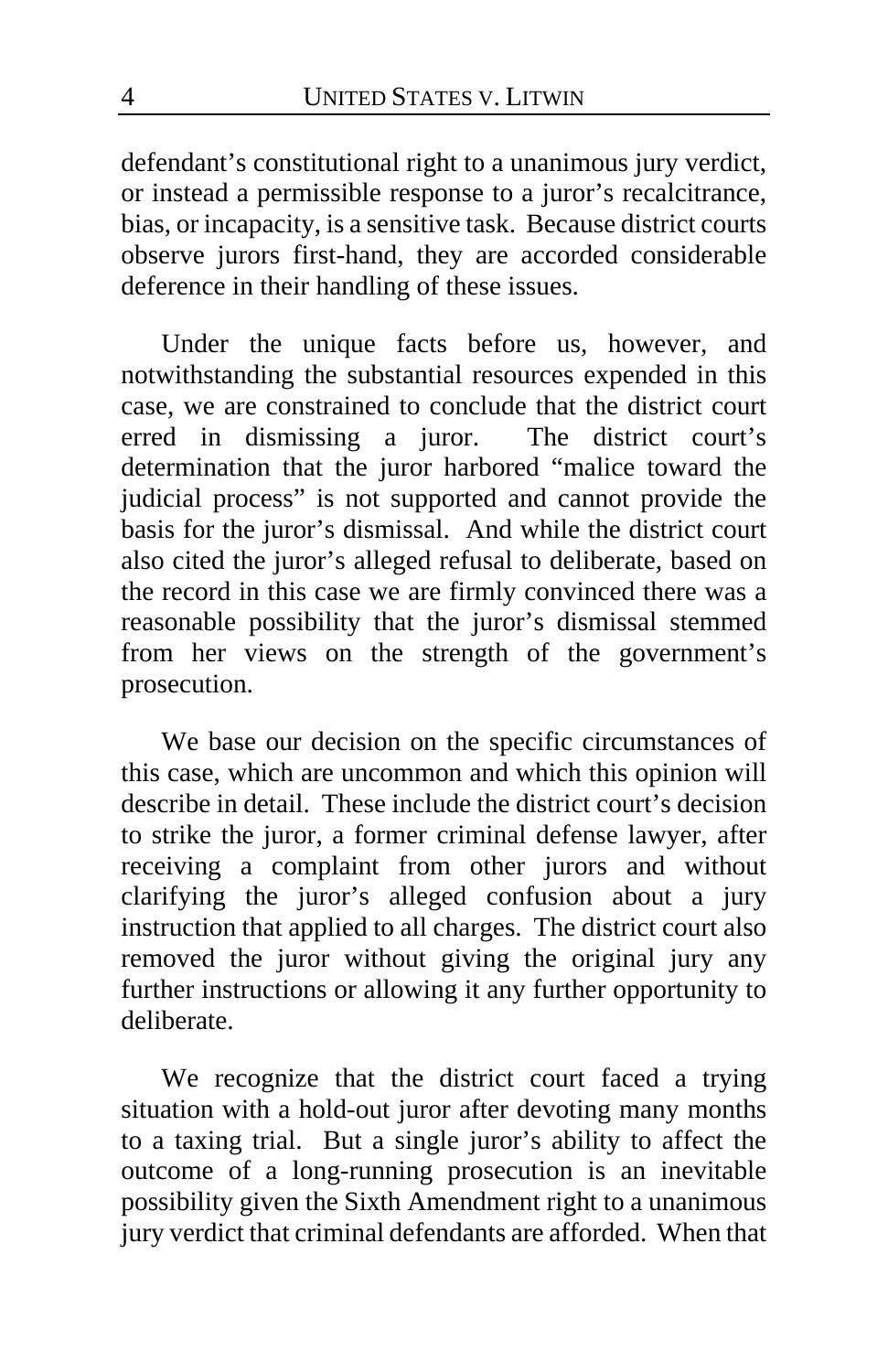defendant's constitutional right to a unanimous jury verdict, or instead a permissible response to a juror's recalcitrance, bias, or incapacity, is a sensitive task. Because district courts observe jurors first-hand, they are accorded considerable deference in their handling of these issues.

Under the unique facts before us, however, and notwithstanding the substantial resources expended in this case, we are constrained to conclude that the district court erred in dismissing a juror. The district court's determination that the juror harbored "malice toward the judicial process" is not supported and cannot provide the basis for the juror's dismissal. And while the district court also cited the juror's alleged refusal to deliberate, based on the record in this case we are firmly convinced there was a reasonable possibility that the juror's dismissal stemmed from her views on the strength of the government's prosecution.

We base our decision on the specific circumstances of this case, which are uncommon and which this opinion will describe in detail. These include the district court's decision to strike the juror, a former criminal defense lawyer, after receiving a complaint from other jurors and without clarifying the juror's alleged confusion about a jury instruction that applied to all charges. The district court also removed the juror without giving the original jury any further instructions or allowing it any further opportunity to deliberate.

We recognize that the district court faced a trying situation with a hold-out juror after devoting many months to a taxing trial. But a single juror's ability to affect the outcome of a long-running prosecution is an inevitable possibility given the Sixth Amendment right to a unanimous jury verdict that criminal defendants are afforded. When that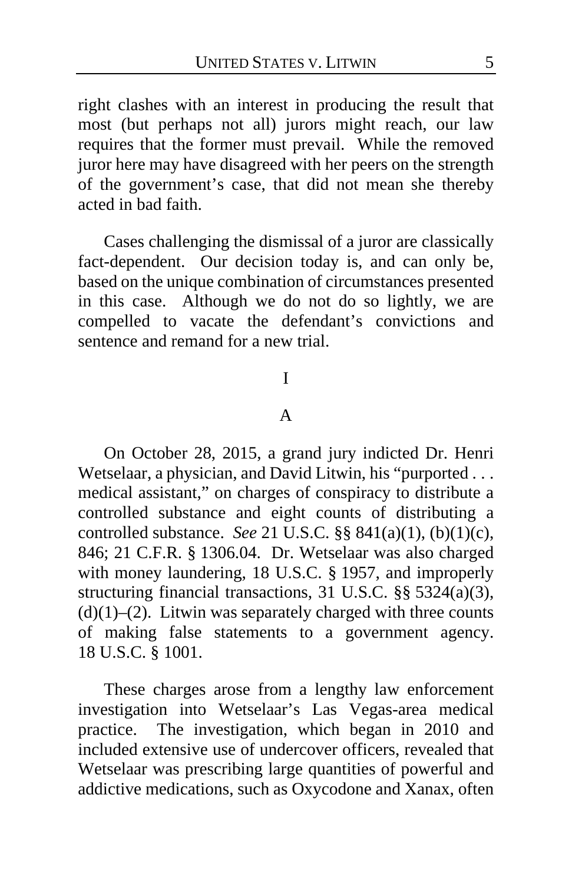right clashes with an interest in producing the result that most (but perhaps not all) jurors might reach, our law requires that the former must prevail. While the removed juror here may have disagreed with her peers on the strength of the government's case, that did not mean she thereby acted in bad faith.

Cases challenging the dismissal of a juror are classically fact-dependent. Our decision today is, and can only be, based on the unique combination of circumstances presented in this case. Although we do not do so lightly, we are compelled to vacate the defendant's convictions and sentence and remand for a new trial.

# I

## A

On October 28, 2015, a grand jury indicted Dr. Henri Wetselaar, a physician, and David Litwin, his "purported . . . medical assistant," on charges of conspiracy to distribute a controlled substance and eight counts of distributing a controlled substance. *See* 21 U.S.C. §§ 841(a)(1), (b)(1)(c), 846; 21 C.F.R. § 1306.04. Dr. Wetselaar was also charged with money laundering, 18 U.S.C. § 1957, and improperly structuring financial transactions, 31 U.S.C. §§ 5324(a)(3), (d)(1)–(2). Litwin was separately charged with three counts of making false statements to a government agency. 18 U.S.C. § 1001.

These charges arose from a lengthy law enforcement investigation into Wetselaar's Las Vegas-area medical practice. The investigation, which began in 2010 and included extensive use of undercover officers, revealed that Wetselaar was prescribing large quantities of powerful and addictive medications, such as Oxycodone and Xanax, often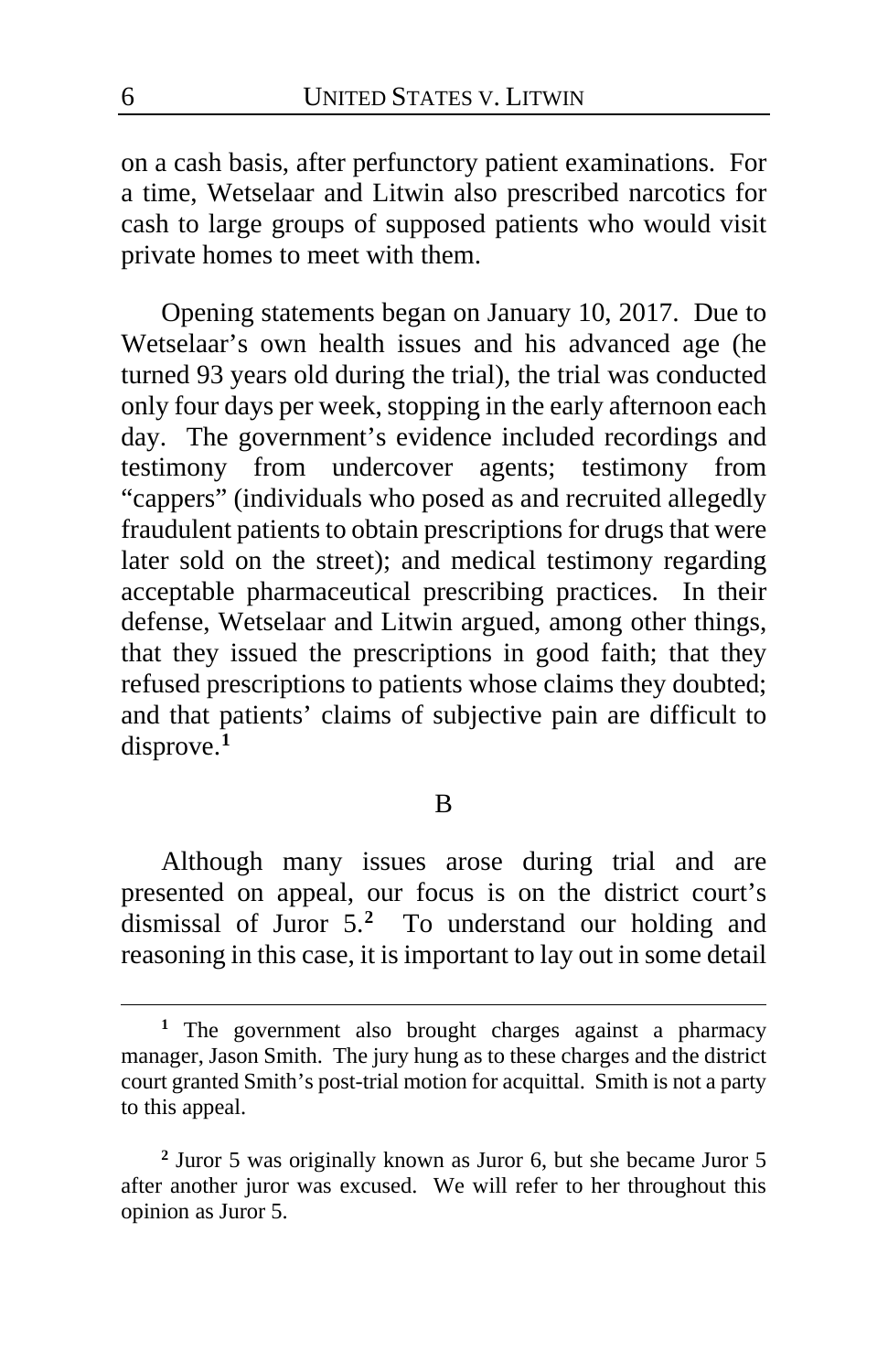on a cash basis, after perfunctory patient examinations. For a time, Wetselaar and Litwin also prescribed narcotics for cash to large groups of supposed patients who would visit private homes to meet with them.

Opening statements began on January 10, 2017. Due to Wetselaar's own health issues and his advanced age (he turned 93 years old during the trial), the trial was conducted only four days per week, stopping in the early afternoon each day. The government's evidence included recordings and testimony from undercover agents; testimony from "cappers" (individuals who posed as and recruited allegedly fraudulent patients to obtain prescriptions for drugs that were later sold on the street); and medical testimony regarding acceptable pharmaceutical prescribing practices. In their defense, Wetselaar and Litwin argued, among other things, that they issued the prescriptions in good faith; that they refused prescriptions to patients whose claims they doubted; and that patients' claims of subjective pain are difficult to disprove.[1]

B

Although many issues arose during trial and are presented on appeal, our focus is on the district court's dismissal of Juror 5.[2] To understand our holding and reasoning in this case, it is important to lay out in some detail

---

[1] The government also brought charges against a pharmacy manager, Jason Smith. The jury hung as to these charges and the district court granted Smith's post-trial motion for acquittal. Smith is not a party to this appeal.

[2] Juror 5 was originally known as Juror 6, but she became Juror 5 after another juror was excused. We will refer to her throughout this opinion as Juror 5.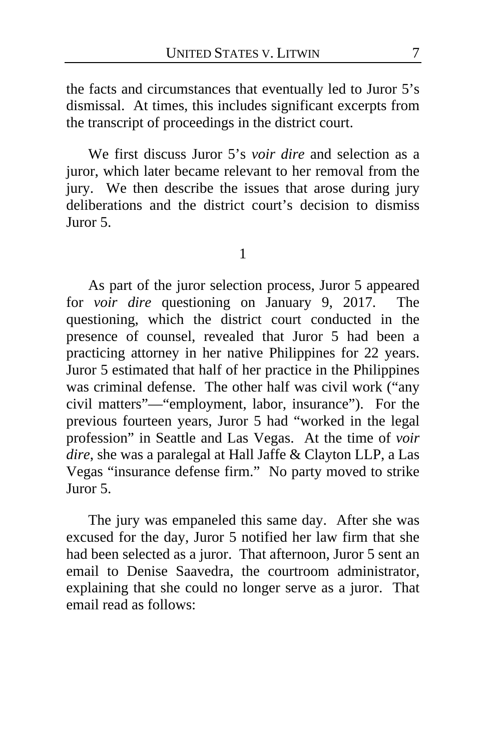the facts and circumstances that eventually led to Juror 5's dismissal. At times, this includes significant excerpts from the transcript of proceedings in the district court.

We first discuss Juror 5's *voir dire* and selection as a juror, which later became relevant to her removal from the jury. We then describe the issues that arose during jury deliberations and the district court's decision to dismiss Juror 5.

1

As part of the juror selection process, Juror 5 appeared for *voir dire* questioning on January 9, 2017. The questioning, which the district court conducted in the presence of counsel, revealed that Juror 5 had been a practicing attorney in her native Philippines for 22 years. Juror 5 estimated that half of her practice in the Philippines was criminal defense. The other half was civil work ("any civil matters"—"employment, labor, insurance"). For the previous fourteen years, Juror 5 had "worked in the legal profession" in Seattle and Las Vegas. At the time of *voir dire*, she was a paralegal at Hall Jaffe & Clayton LLP, a Las Vegas "insurance defense firm." No party moved to strike Juror 5.

The jury was empaneled this same day. After she was excused for the day, Juror 5 notified her law firm that she had been selected as a juror. That afternoon, Juror 5 sent an email to Denise Saavedra, the courtroom administrator, explaining that she could no longer serve as a juror. That email read as follows: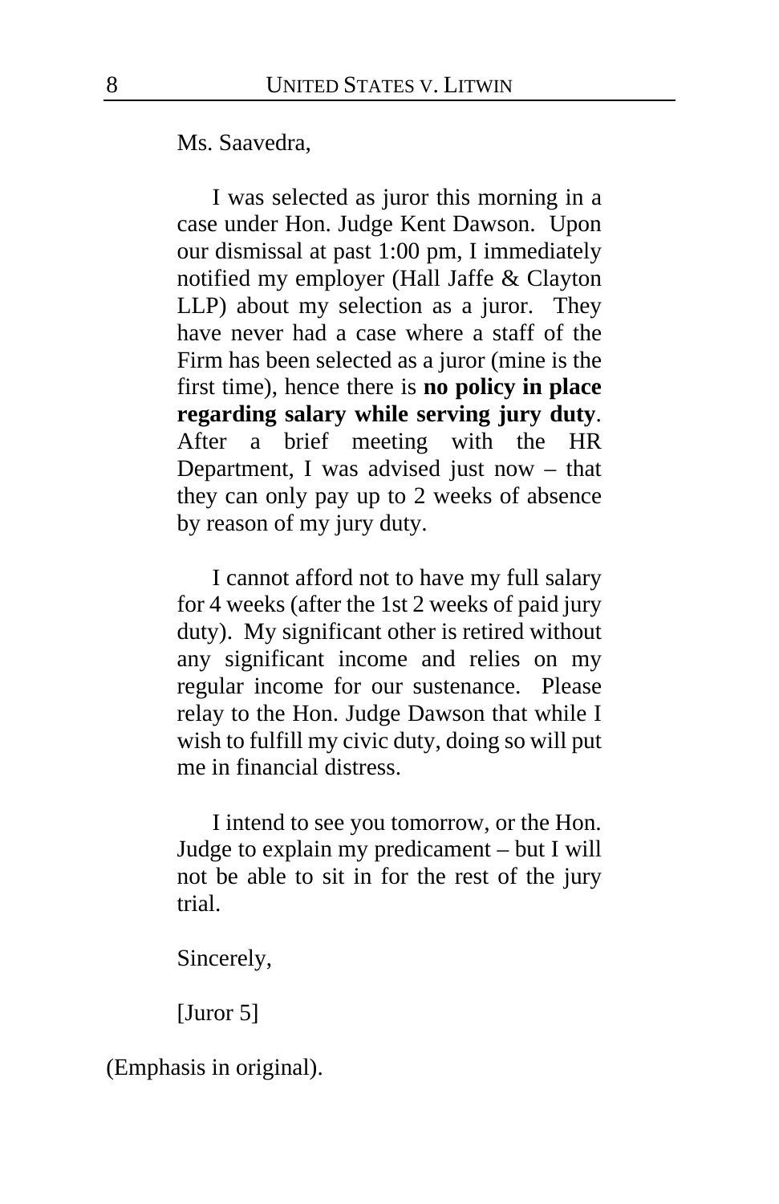> Ms. Saavedra,
>
> I was selected as juror this morning in a case under Hon. Judge Kent Dawson. Upon our dismissal at past 1:00 pm, I immediately notified my employer (Hall Jaffe & Clayton LLP) about my selection as a juror. They have never had a case where a staff of the Firm has been selected as a juror (mine is the first time), hence there is **no policy in place regarding salary while serving jury duty**. After a brief meeting with the HR Department, I was advised just now – that they can only pay up to 2 weeks of absence by reason of my jury duty.
>
> I cannot afford not to have my full salary for 4 weeks (after the 1st 2 weeks of paid jury duty). My significant other is retired without any significant income and relies on my regular income for our sustenance. Please relay to the Hon. Judge Dawson that while I wish to fulfill my civic duty, doing so will put me in financial distress.
>
> I intend to see you tomorrow, or the Hon. Judge to explain my predicament – but I will not be able to sit in for the rest of the jury trial.
>
> Sincerely,
>
> [Juror 5]

(Emphasis in original).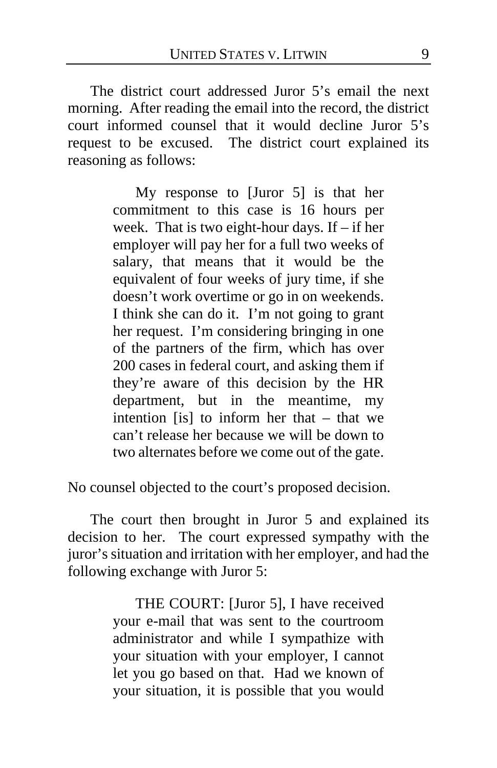The district court addressed Juror 5's email the next morning. After reading the email into the record, the district court informed counsel that it would decline Juror 5's request to be excused. The district court explained its reasoning as follows:

> My response to [Juror 5] is that her commitment to this case is 16 hours per week. That is two eight-hour days. If – if her employer will pay her for a full two weeks of salary, that means that it would be the equivalent of four weeks of jury time, if she doesn't work overtime or go in on weekends. I think she can do it. I'm not going to grant her request. I'm considering bringing in one of the partners of the firm, which has over 200 cases in federal court, and asking them if they're aware of this decision by the HR department, but in the meantime, my intention [is] to inform her that – that we can't release her because we will be down to two alternates before we come out of the gate.

No counsel objected to the court's proposed decision.

The court then brought in Juror 5 and explained its decision to her. The court expressed sympathy with the juror's situation and irritation with her employer, and had the following exchange with Juror 5:

> THE COURT: [Juror 5], I have received your e-mail that was sent to the courtroom administrator and while I sympathize with your situation with your employer, I cannot let you go based on that. Had we known of your situation, it is possible that you would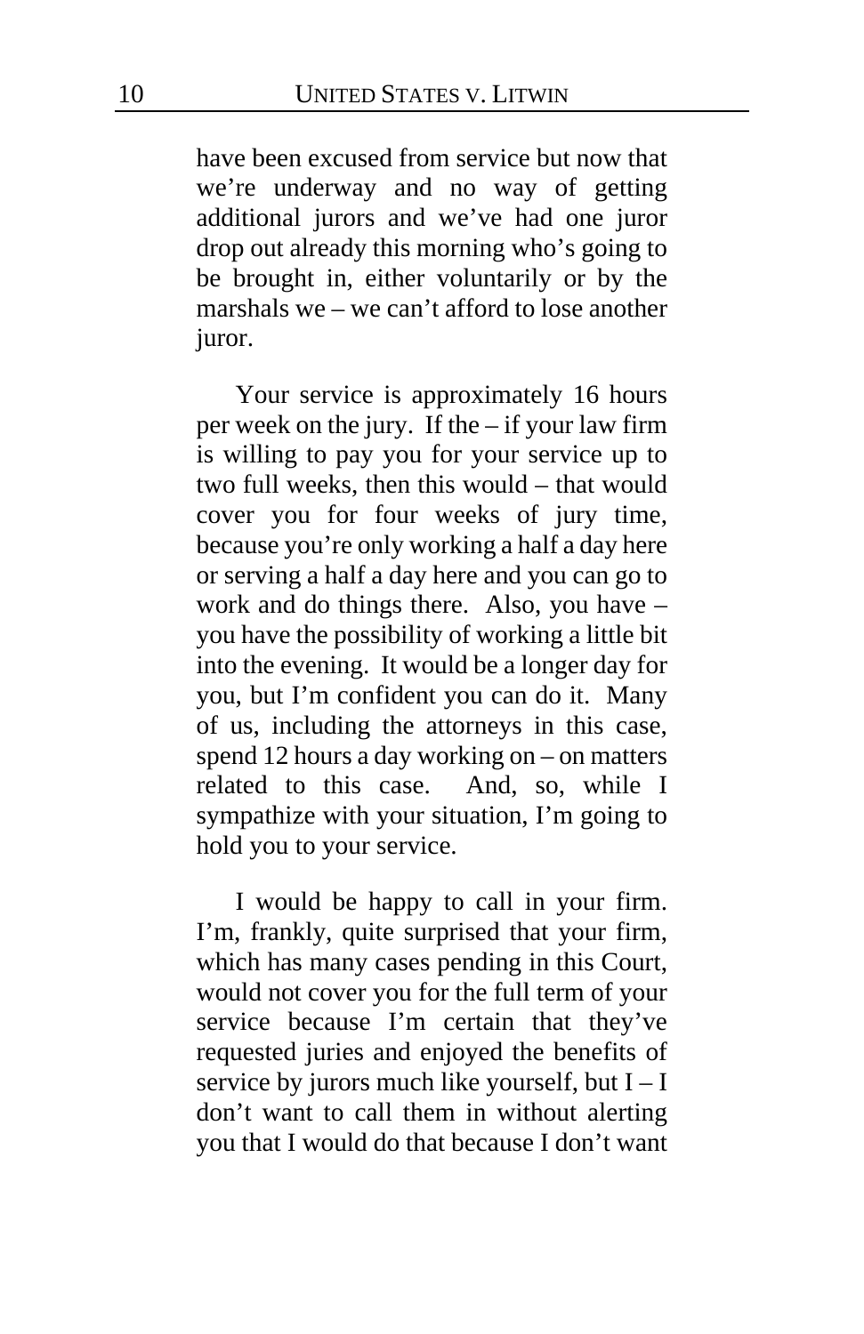have been excused from service but now that we're underway and no way of getting additional jurors and we've had one juror drop out already this morning who's going to be brought in, either voluntarily or by the marshals we – we can't afford to lose another juror.

Your service is approximately 16 hours per week on the jury. If the – if your law firm is willing to pay you for your service up to two full weeks, then this would – that would cover you for four weeks of jury time, because you're only working a half a day here or serving a half a day here and you can go to work and do things there. Also, you have – you have the possibility of working a little bit into the evening. It would be a longer day for you, but I'm confident you can do it. Many of us, including the attorneys in this case, spend 12 hours a day working on – on matters related to this case. And, so, while I sympathize with your situation, I'm going to hold you to your service.

I would be happy to call in your firm. I'm, frankly, quite surprised that your firm, which has many cases pending in this Court, would not cover you for the full term of your service because I'm certain that they've requested juries and enjoyed the benefits of service by jurors much like yourself, but I – I don't want to call them in without alerting you that I would do that because I don't want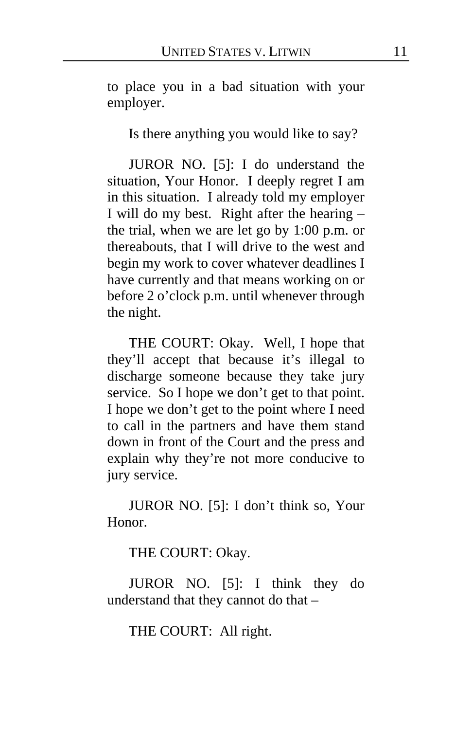to place you in a bad situation with your employer.

Is there anything you would like to say?

JUROR NO. [5]: I do understand the situation, Your Honor. I deeply regret I am in this situation. I already told my employer I will do my best. Right after the hearing – the trial, when we are let go by 1:00 p.m. or thereabouts, that I will drive to the west and begin my work to cover whatever deadlines I have currently and that means working on or before 2 o'clock p.m. until whenever through the night.

THE COURT: Okay. Well, I hope that they'll accept that because it's illegal to discharge someone because they take jury service. So I hope we don't get to that point. I hope we don't get to the point where I need to call in the partners and have them stand down in front of the Court and the press and explain why they're not more conducive to jury service.

JUROR NO. [5]: I don't think so, Your Honor.

THE COURT: Okay.

JUROR NO. [5]: I think they do understand that they cannot do that –

THE COURT: All right.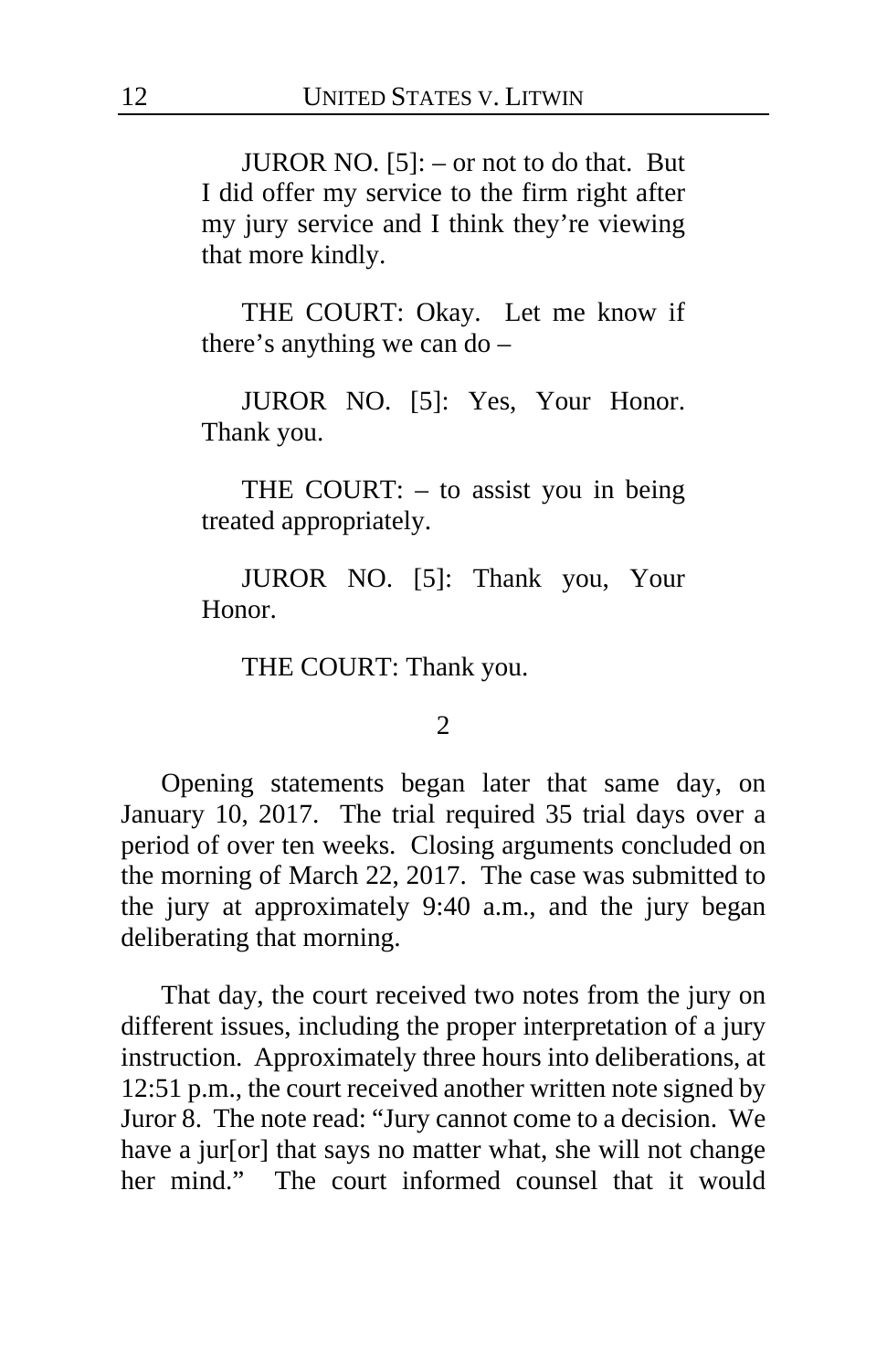JUROR NO. [5]: – or not to do that. But I did offer my service to the firm right after my jury service and I think they're viewing that more kindly.

THE COURT: Okay. Let me know if there's anything we can do –

JUROR NO. [5]: Yes, Your Honor. Thank you.

THE COURT: – to assist you in being treated appropriately.

JUROR NO. [5]: Thank you, Your Honor.

THE COURT: Thank you.

2

Opening statements began later that same day, on January 10, 2017. The trial required 35 trial days over a period of over ten weeks. Closing arguments concluded on the morning of March 22, 2017. The case was submitted to the jury at approximately 9:40 a.m., and the jury began deliberating that morning.

That day, the court received two notes from the jury on different issues, including the proper interpretation of a jury instruction. Approximately three hours into deliberations, at 12:51 p.m., the court received another written note signed by Juror 8. The note read: "Jury cannot come to a decision. We have a jur[or] that says no matter what, she will not change her mind." The court informed counsel that it would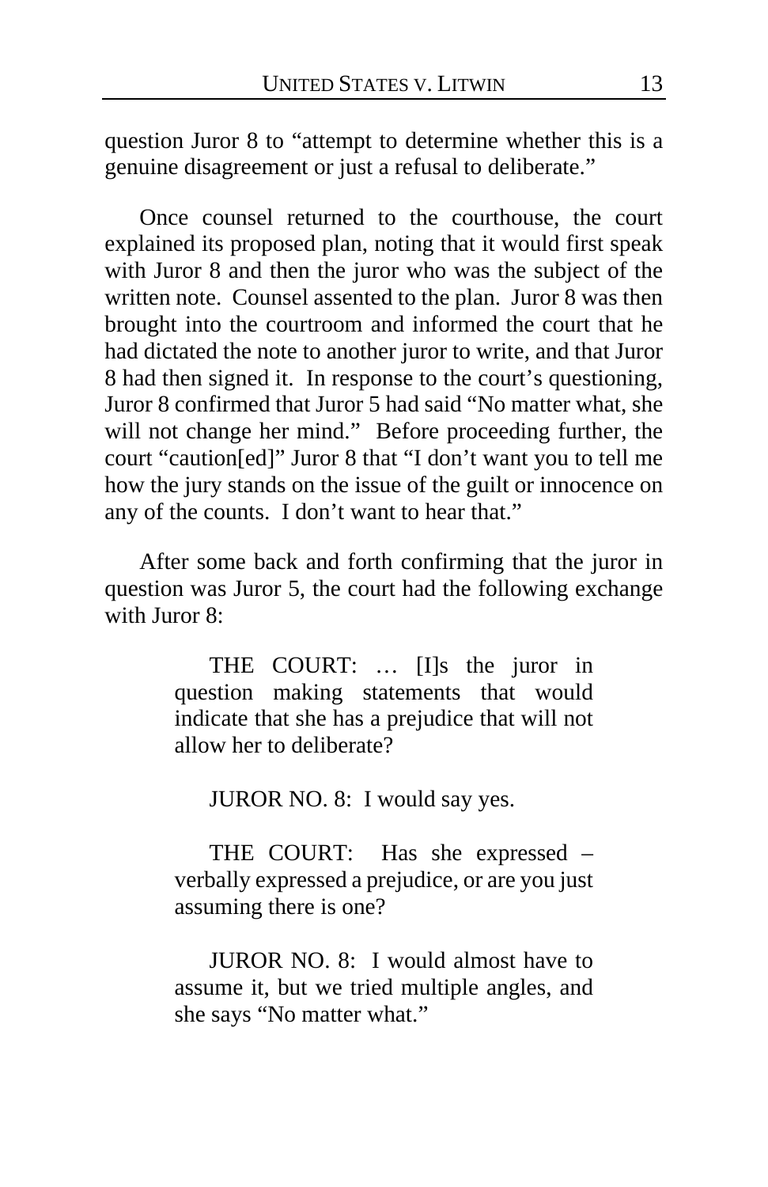question Juror 8 to "attempt to determine whether this is a genuine disagreement or just a refusal to deliberate."

Once counsel returned to the courthouse, the court explained its proposed plan, noting that it would first speak with Juror 8 and then the juror who was the subject of the written note. Counsel assented to the plan. Juror 8 was then brought into the courtroom and informed the court that he had dictated the note to another juror to write, and that Juror 8 had then signed it. In response to the court's questioning, Juror 8 confirmed that Juror 5 had said "No matter what, she will not change her mind." Before proceeding further, the court "caution[ed]" Juror 8 that "I don't want you to tell me how the jury stands on the issue of the guilt or innocence on any of the counts. I don't want to hear that."

After some back and forth confirming that the juror in question was Juror 5, the court had the following exchange with Juror 8:

> THE COURT: … [I]s the juror in question making statements that would indicate that she has a prejudice that will not allow her to deliberate?
>
> JUROR NO. 8: I would say yes.
>
> THE COURT: Has she expressed – verbally expressed a prejudice, or are you just assuming there is one?
>
> JUROR NO. 8: I would almost have to assume it, but we tried multiple angles, and she says "No matter what."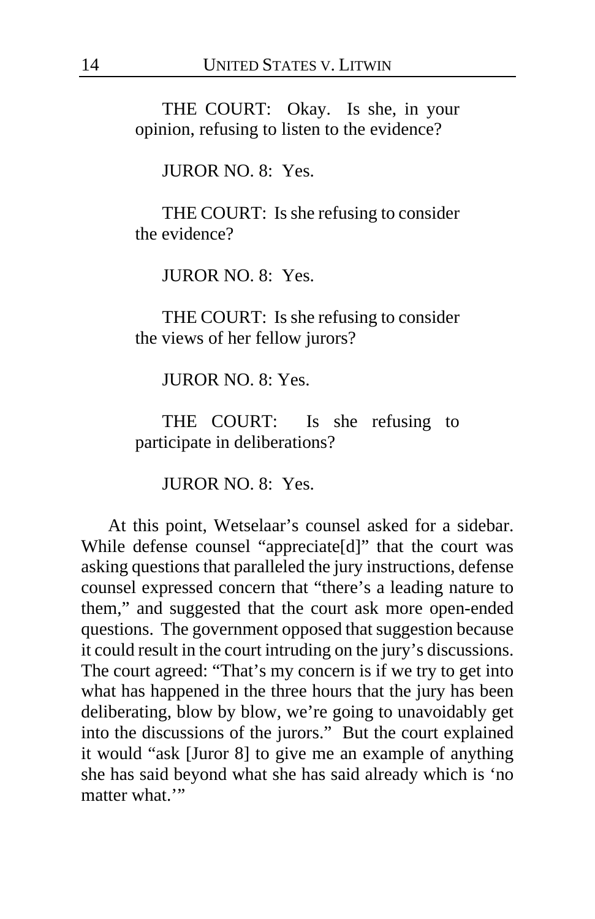THE COURT: Okay. Is she, in your opinion, refusing to listen to the evidence?

JUROR NO. 8: Yes.

THE COURT: Is she refusing to consider the evidence?

JUROR NO. 8: Yes.

THE COURT: Is she refusing to consider the views of her fellow jurors?

JUROR NO. 8: Yes.

THE COURT: Is she refusing to participate in deliberations?

JUROR NO. 8: Yes.

At this point, Wetselaar's counsel asked for a sidebar. While defense counsel "appreciate[d]" that the court was asking questions that paralleled the jury instructions, defense counsel expressed concern that "there's a leading nature to them," and suggested that the court ask more open-ended questions. The government opposed that suggestion because it could result in the court intruding on the jury's discussions. The court agreed: "That's my concern is if we try to get into what has happened in the three hours that the jury has been deliberating, blow by blow, we're going to unavoidably get into the discussions of the jurors." But the court explained it would "ask [Juror 8] to give me an example of anything she has said beyond what she has said already which is 'no matter what.'"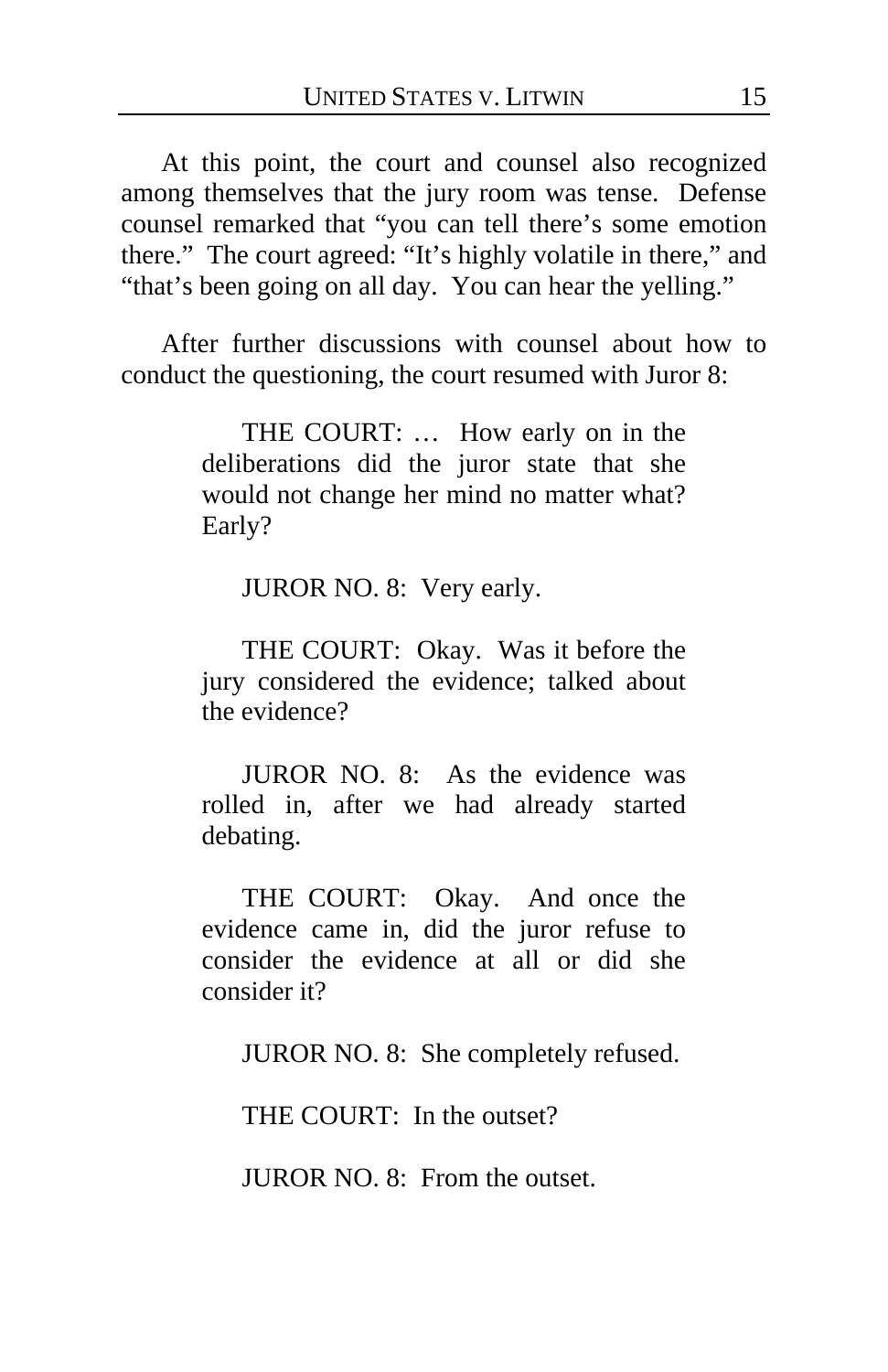At this point, the court and counsel also recognized among themselves that the jury room was tense. Defense counsel remarked that "you can tell there's some emotion there." The court agreed: "It's highly volatile in there," and "that's been going on all day. You can hear the yelling."

After further discussions with counsel about how to conduct the questioning, the court resumed with Juror 8:

> THE COURT: … How early on in the deliberations did the juror state that she would not change her mind no matter what? Early?
>
> JUROR NO. 8: Very early.
>
> THE COURT: Okay. Was it before the jury considered the evidence; talked about the evidence?
>
> JUROR NO. 8: As the evidence was rolled in, after we had already started debating.
>
> THE COURT: Okay. And once the evidence came in, did the juror refuse to consider the evidence at all or did she consider it?
>
> JUROR NO. 8: She completely refused.
>
> THE COURT: In the outset?
>
> JUROR NO. 8: From the outset.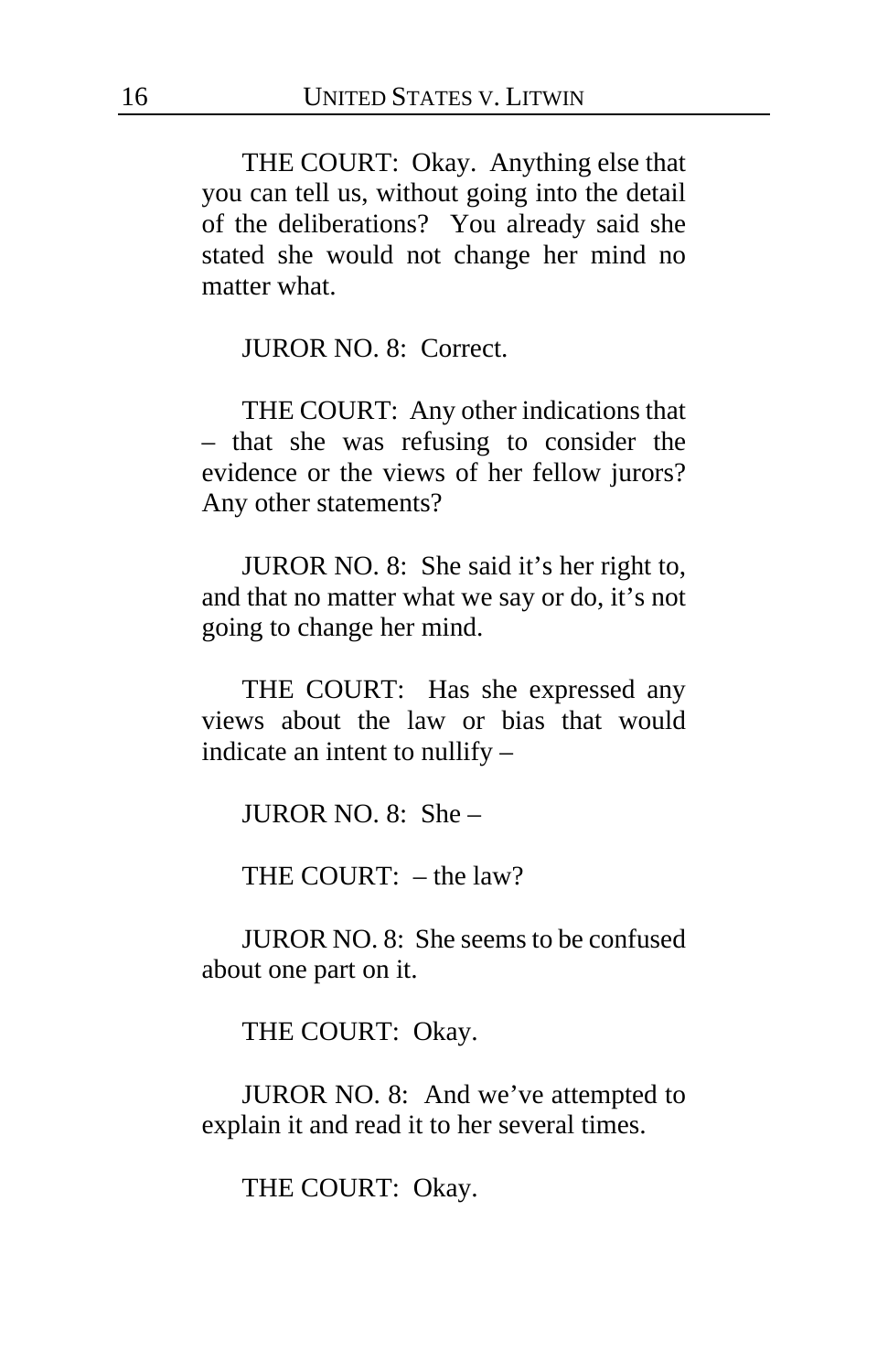THE COURT: Okay. Anything else that you can tell us, without going into the detail of the deliberations? You already said she stated she would not change her mind no matter what.

JUROR NO. 8: Correct.

THE COURT: Any other indications that – that she was refusing to consider the evidence or the views of her fellow jurors? Any other statements?

JUROR NO. 8: She said it's her right to, and that no matter what we say or do, it's not going to change her mind.

THE COURT: Has she expressed any views about the law or bias that would indicate an intent to nullify –

JUROR NO. 8: She –

THE COURT: – the law?

JUROR NO. 8: She seems to be confused about one part on it.

THE COURT: Okay.

JUROR NO. 8: And we've attempted to explain it and read it to her several times.

THE COURT: Okay.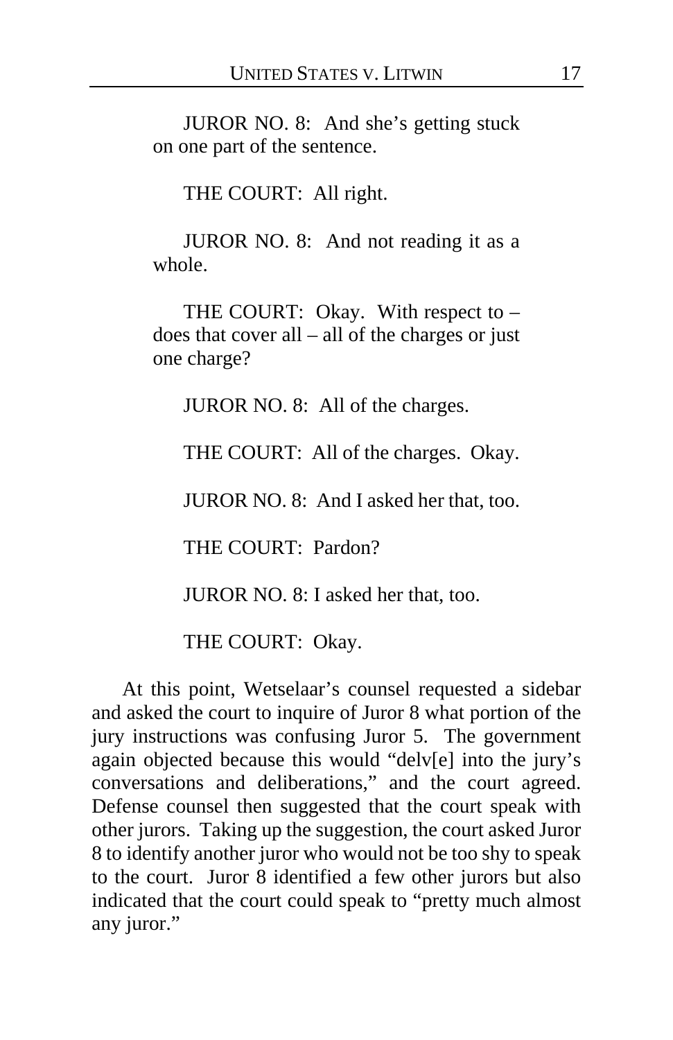JUROR NO. 8: And she's getting stuck on one part of the sentence.

THE COURT: All right.

JUROR NO. 8: And not reading it as a whole.

THE COURT: Okay. With respect to – does that cover all – all of the charges or just one charge?

JUROR NO. 8: All of the charges.

THE COURT: All of the charges. Okay.

JUROR NO. 8: And I asked her that, too.

THE COURT: Pardon?

JUROR NO. 8: I asked her that, too.

THE COURT: Okay.

At this point, Wetselaar's counsel requested a sidebar and asked the court to inquire of Juror 8 what portion of the jury instructions was confusing Juror 5. The government again objected because this would "delv[e] into the jury's conversations and deliberations," and the court agreed. Defense counsel then suggested that the court speak with other jurors. Taking up the suggestion, the court asked Juror 8 to identify another juror who would not be too shy to speak to the court. Juror 8 identified a few other jurors but also indicated that the court could speak to "pretty much almost any juror."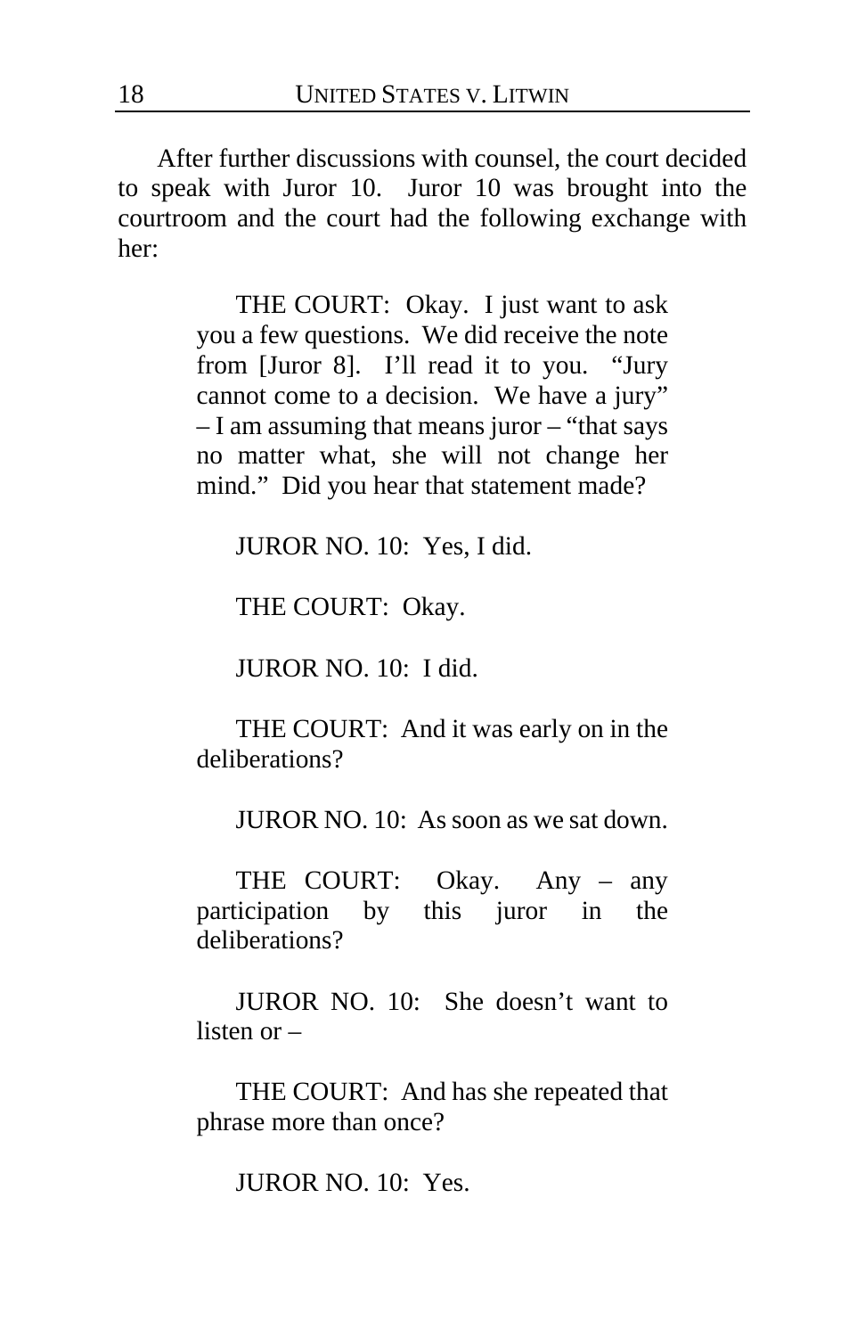After further discussions with counsel, the court decided to speak with Juror 10. Juror 10 was brought into the courtroom and the court had the following exchange with her:

> THE COURT: Okay. I just want to ask you a few questions. We did receive the note from [Juror 8]. I'll read it to you. "Jury cannot come to a decision. We have a jury" – I am assuming that means juror – "that says no matter what, she will not change her mind." Did you hear that statement made?
>
> JUROR NO. 10: Yes, I did.
>
> THE COURT: Okay.
>
> JUROR NO. 10: I did.
>
> THE COURT: And it was early on in the deliberations?
>
> JUROR NO. 10: As soon as we sat down.
>
> THE COURT: Okay. Any – any participation by this juror in the deliberations?
>
> JUROR NO. 10: She doesn't want to listen or –
>
> THE COURT: And has she repeated that phrase more than once?
>
> JUROR NO. 10: Yes.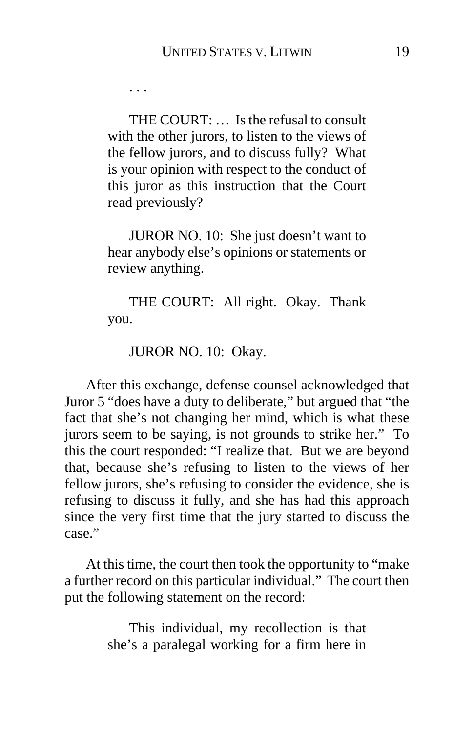. . .

> THE COURT: … Is the refusal to consult with the other jurors, to listen to the views of the fellow jurors, and to discuss fully? What is your opinion with respect to the conduct of this juror as this instruction that the Court read previously?
>
> JUROR NO. 10: She just doesn't want to hear anybody else's opinions or statements or review anything.
>
> THE COURT: All right. Okay. Thank you.
>
> JUROR NO. 10: Okay.

After this exchange, defense counsel acknowledged that Juror 5 "does have a duty to deliberate," but argued that "the fact that she's not changing her mind, which is what these jurors seem to be saying, is not grounds to strike her." To this the court responded: "I realize that. But we are beyond that, because she's refusing to listen to the views of her fellow jurors, she's refusing to consider the evidence, she is refusing to discuss it fully, and she has had this approach since the very first time that the jury started to discuss the case."

At this time, the court then took the opportunity to "make a further record on this particular individual." The court then put the following statement on the record:

> This individual, my recollection is that she's a paralegal working for a firm here in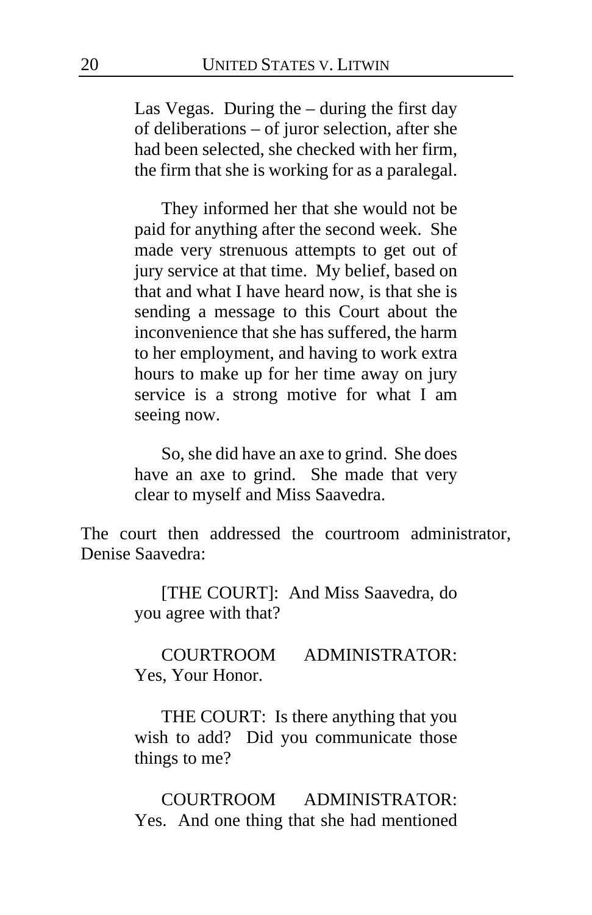> Las Vegas. During the – during the first day of deliberations – of juror selection, after she had been selected, she checked with her firm, the firm that she is working for as a paralegal.
>
> They informed her that she would not be paid for anything after the second week. She made very strenuous attempts to get out of jury service at that time. My belief, based on that and what I have heard now, is that she is sending a message to this Court about the inconvenience that she has suffered, the harm to her employment, and having to work extra hours to make up for her time away on jury service is a strong motive for what I am seeing now.
>
> So, she did have an axe to grind. She does have an axe to grind. She made that very clear to myself and Miss Saavedra.

The court then addressed the courtroom administrator, Denise Saavedra:

> [THE COURT]: And Miss Saavedra, do you agree with that?
>
> COURTROOM ADMINISTRATOR: Yes, Your Honor.
>
> THE COURT: Is there anything that you wish to add? Did you communicate those things to me?
>
> COURTROOM ADMINISTRATOR: Yes. And one thing that she had mentioned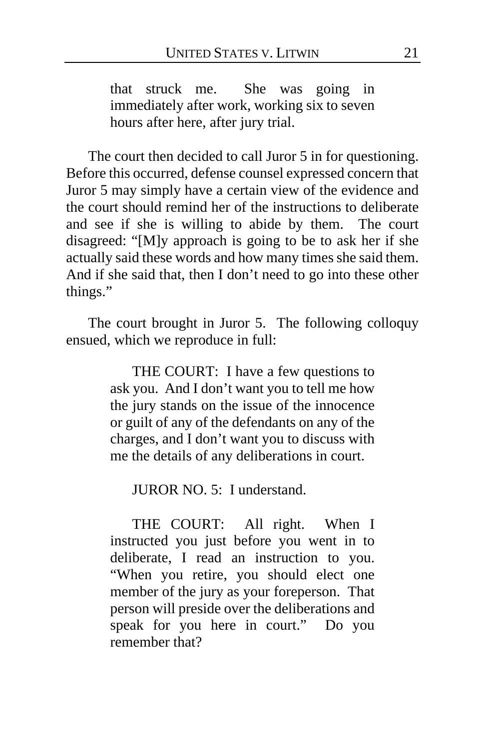> that struck me. She was going in immediately after work, working six to seven hours after here, after jury trial.

The court then decided to call Juror 5 in for questioning. Before this occurred, defense counsel expressed concern that Juror 5 may simply have a certain view of the evidence and the court should remind her of the instructions to deliberate and see if she is willing to abide by them. The court disagreed: "[M]y approach is going to be to ask her if she actually said these words and how many times she said them. And if she said that, then I don't need to go into these other things."

The court brought in Juror 5. The following colloquy ensued, which we reproduce in full:

> THE COURT: I have a few questions to ask you. And I don't want you to tell me how the jury stands on the issue of the innocence or guilt of any of the defendants on any of the charges, and I don't want you to discuss with me the details of any deliberations in court.
>
> JUROR NO. 5: I understand.
>
> THE COURT: All right. When I instructed you just before you went in to deliberate, I read an instruction to you. "When you retire, you should elect one member of the jury as your foreperson. That person will preside over the deliberations and speak for you here in court." Do you remember that?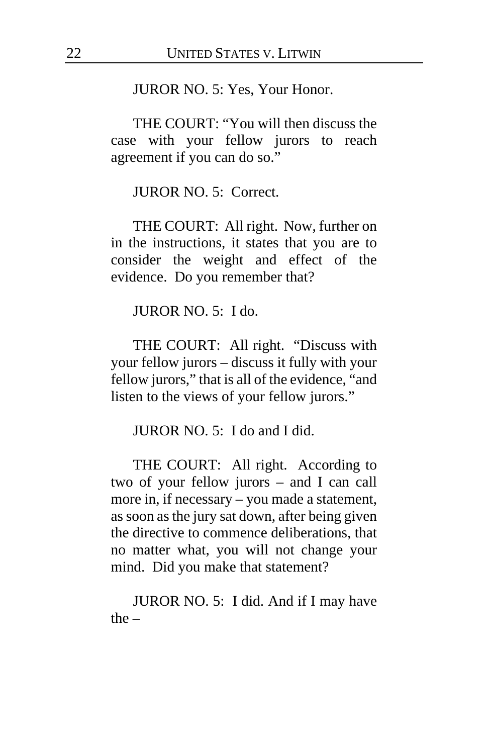JUROR NO. 5: Yes, Your Honor.

THE COURT: "You will then discuss the case with your fellow jurors to reach agreement if you can do so."

JUROR NO. 5: Correct.

THE COURT: All right. Now, further on in the instructions, it states that you are to consider the weight and effect of the evidence. Do you remember that?

JUROR NO. 5: I do.

THE COURT: All right. "Discuss with your fellow jurors – discuss it fully with your fellow jurors," that is all of the evidence, "and listen to the views of your fellow jurors."

JUROR NO. 5: I do and I did.

THE COURT: All right. According to two of your fellow jurors – and I can call more in, if necessary – you made a statement, as soon as the jury sat down, after being given the directive to commence deliberations, that no matter what, you will not change your mind. Did you make that statement?

JUROR NO. 5: I did. And if I may have the –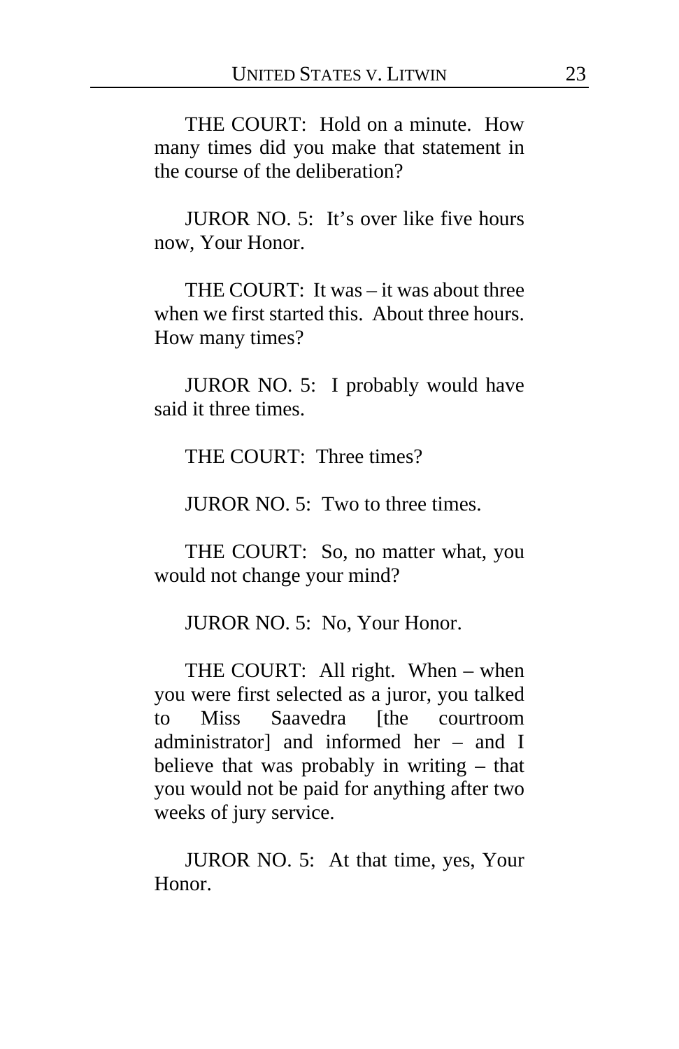THE COURT: Hold on a minute. How many times did you make that statement in the course of the deliberation?

JUROR NO. 5: It's over like five hours now, Your Honor.

THE COURT: It was – it was about three when we first started this. About three hours. How many times?

JUROR NO. 5: I probably would have said it three times.

THE COURT: Three times?

JUROR NO. 5: Two to three times.

THE COURT: So, no matter what, you would not change your mind?

JUROR NO. 5: No, Your Honor.

THE COURT: All right. When – when you were first selected as a juror, you talked to Miss Saavedra [the courtroom administrator] and informed her – and I believe that was probably in writing – that you would not be paid for anything after two weeks of jury service.

JUROR NO. 5: At that time, yes, Your Honor.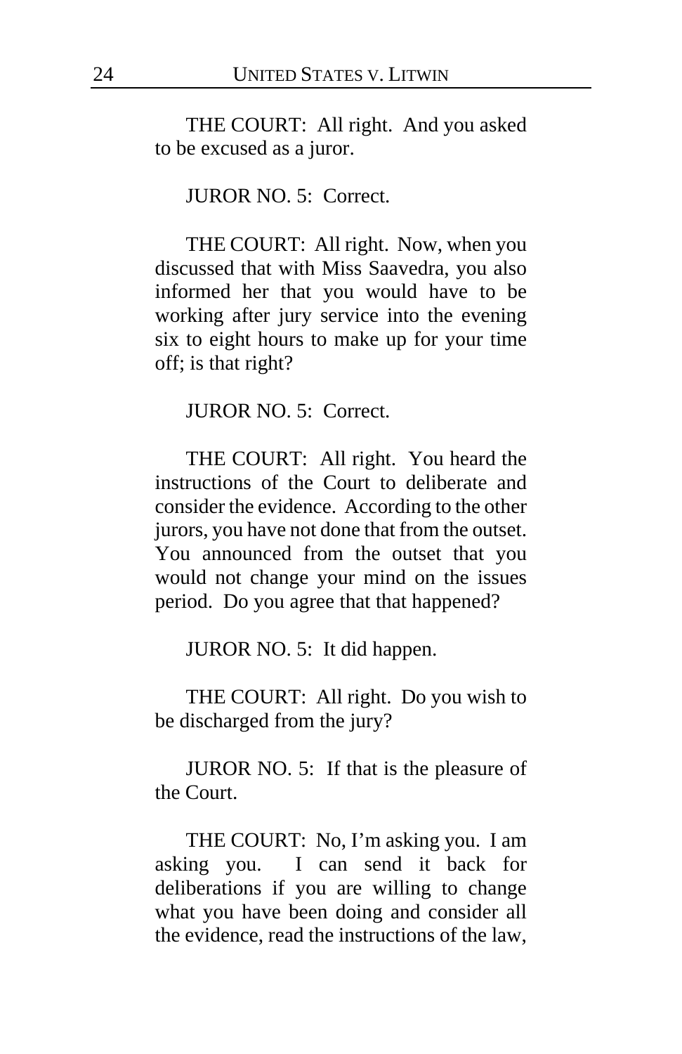THE COURT: All right. And you asked to be excused as a juror.

JUROR NO. 5: Correct.

THE COURT: All right. Now, when you discussed that with Miss Saavedra, you also informed her that you would have to be working after jury service into the evening six to eight hours to make up for your time off; is that right?

JUROR NO. 5: Correct.

THE COURT: All right. You heard the instructions of the Court to deliberate and consider the evidence. According to the other jurors, you have not done that from the outset. You announced from the outset that you would not change your mind on the issues period. Do you agree that that happened?

JUROR NO. 5: It did happen.

THE COURT: All right. Do you wish to be discharged from the jury?

JUROR NO. 5: If that is the pleasure of the Court.

THE COURT: No, I'm asking you. I am asking you. I can send it back for deliberations if you are willing to change what you have been doing and consider all the evidence, read the instructions of the law,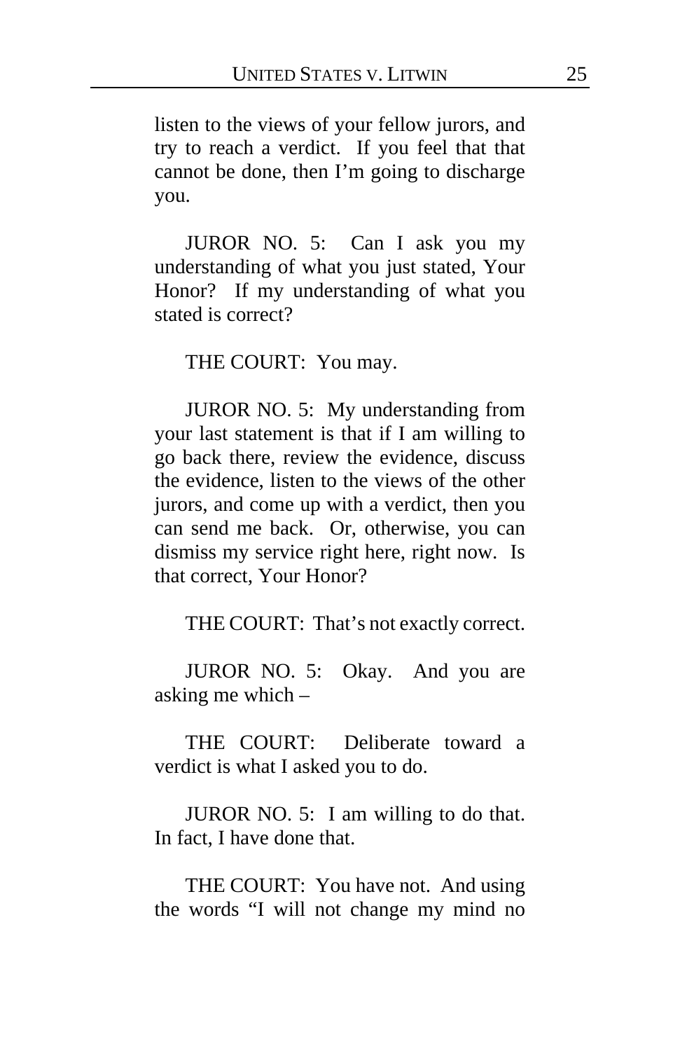listen to the views of your fellow jurors, and try to reach a verdict. If you feel that that cannot be done, then I'm going to discharge you.

JUROR NO. 5: Can I ask you my understanding of what you just stated, Your Honor? If my understanding of what you stated is correct?

THE COURT: You may.

JUROR NO. 5: My understanding from your last statement is that if I am willing to go back there, review the evidence, discuss the evidence, listen to the views of the other jurors, and come up with a verdict, then you can send me back. Or, otherwise, you can dismiss my service right here, right now. Is that correct, Your Honor?

THE COURT: That's not exactly correct.

JUROR NO. 5: Okay. And you are asking me which –

THE COURT: Deliberate toward a verdict is what I asked you to do.

JUROR NO. 5: I am willing to do that. In fact, I have done that.

THE COURT: You have not. And using the words "I will not change my mind no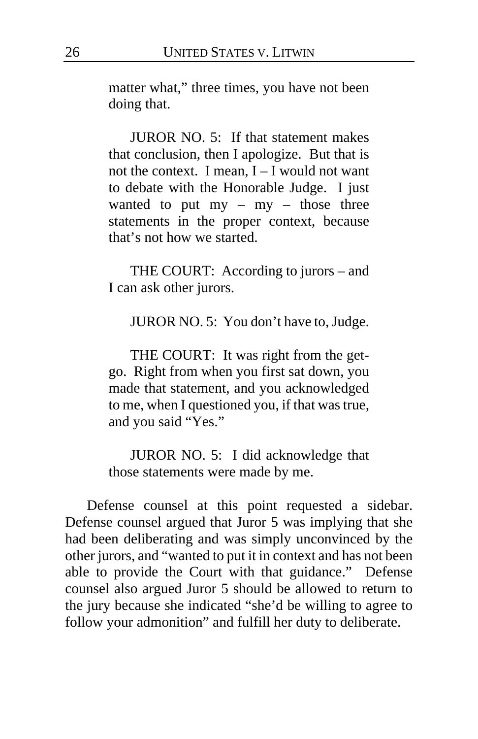matter what," three times, you have not been doing that.

JUROR NO. 5: If that statement makes that conclusion, then I apologize. But that is not the context. I mean, I – I would not want to debate with the Honorable Judge. I just wanted to put my – my – those three statements in the proper context, because that's not how we started.

THE COURT: According to jurors – and I can ask other jurors.

JUROR NO. 5: You don't have to, Judge.

THE COURT: It was right from the get-go. Right from when you first sat down, you made that statement, and you acknowledged to me, when I questioned you, if that was true, and you said "Yes."

JUROR NO. 5: I did acknowledge that those statements were made by me.

Defense counsel at this point requested a sidebar. Defense counsel argued that Juror 5 was implying that she had been deliberating and was simply unconvinced by the other jurors, and "wanted to put it in context and has not been able to provide the Court with that guidance." Defense counsel also argued Juror 5 should be allowed to return to the jury because she indicated "she'd be willing to agree to follow your admonition" and fulfill her duty to deliberate.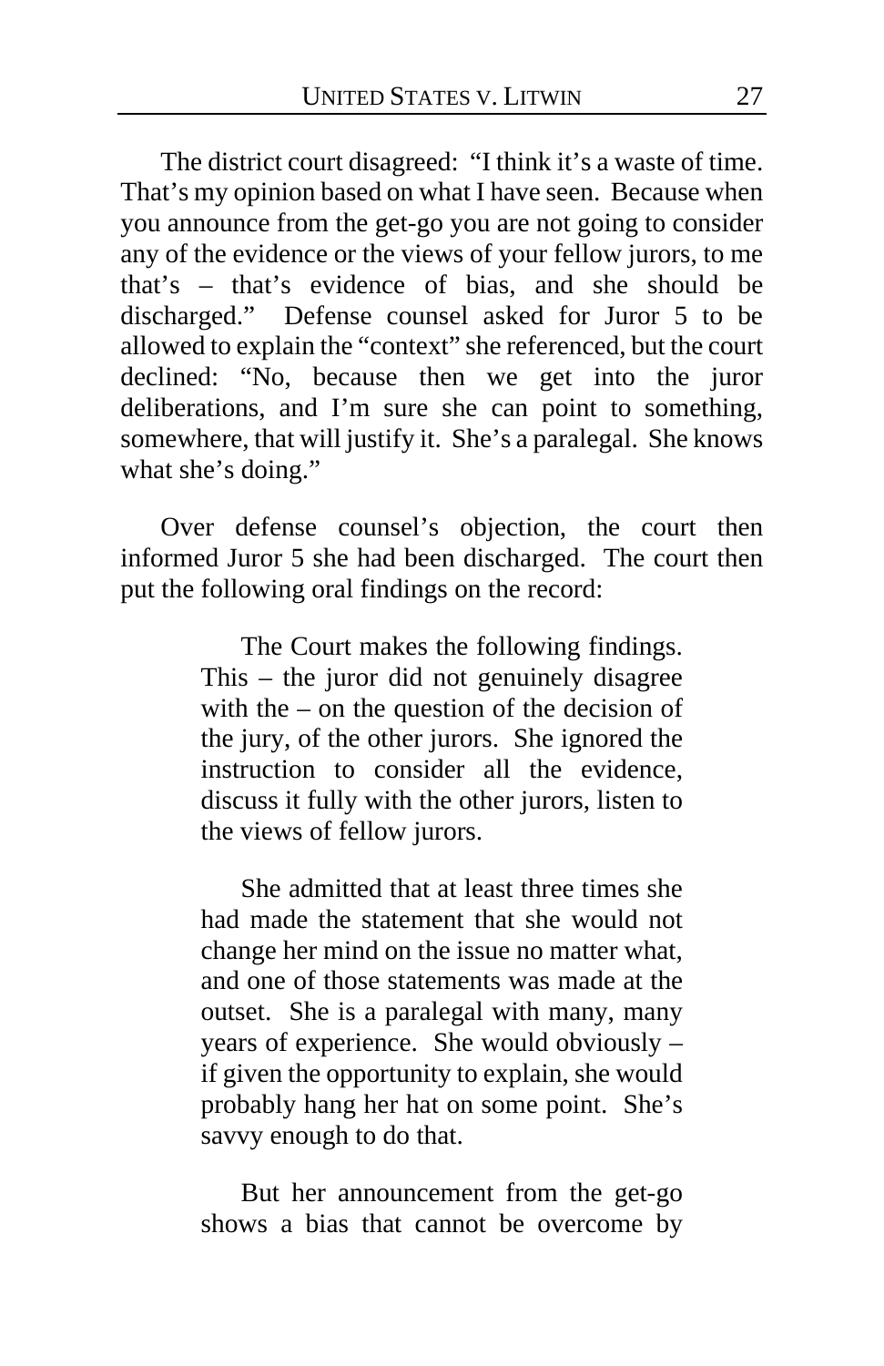The district court disagreed: "I think it's a waste of time. That's my opinion based on what I have seen. Because when you announce from the get-go you are not going to consider any of the evidence or the views of your fellow jurors, to me that's – that's evidence of bias, and she should be discharged." Defense counsel asked for Juror 5 to be allowed to explain the "context" she referenced, but the court declined: "No, because then we get into the juror deliberations, and I'm sure she can point to something, somewhere, that will justify it. She's a paralegal. She knows what she's doing."

Over defense counsel's objection, the court then informed Juror 5 she had been discharged. The court then put the following oral findings on the record:

> The Court makes the following findings. This – the juror did not genuinely disagree with the – on the question of the decision of the jury, of the other jurors. She ignored the instruction to consider all the evidence, discuss it fully with the other jurors, listen to the views of fellow jurors.
>
> She admitted that at least three times she had made the statement that she would not change her mind on the issue no matter what, and one of those statements was made at the outset. She is a paralegal with many, many years of experience. She would obviously – if given the opportunity to explain, she would probably hang her hat on some point. She's savvy enough to do that.
>
> But her announcement from the get-go shows a bias that cannot be overcome by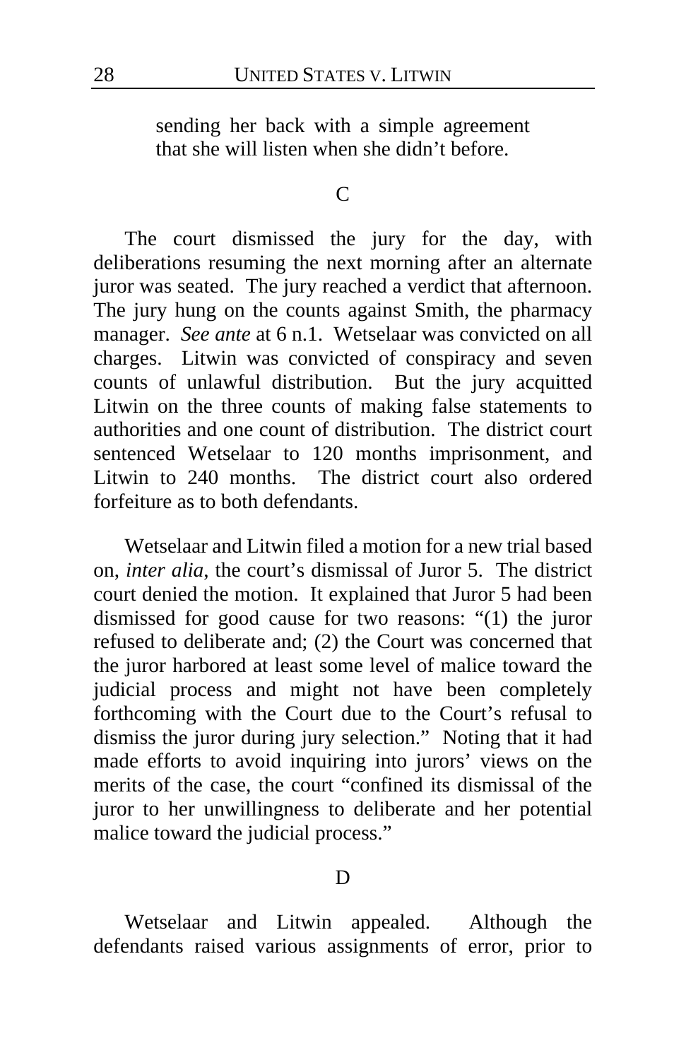> sending her back with a simple agreement that she will listen when she didn't before.

### C

The court dismissed the jury for the day, with deliberations resuming the next morning after an alternate juror was seated. The jury reached a verdict that afternoon. The jury hung on the counts against Smith, the pharmacy manager. *See ante* at 6 n.1. Wetselaar was convicted on all charges. Litwin was convicted of conspiracy and seven counts of unlawful distribution. But the jury acquitted Litwin on the three counts of making false statements to authorities and one count of distribution. The district court sentenced Wetselaar to 120 months imprisonment, and Litwin to 240 months. The district court also ordered forfeiture as to both defendants.

Wetselaar and Litwin filed a motion for a new trial based on, *inter alia*, the court's dismissal of Juror 5. The district court denied the motion. It explained that Juror 5 had been dismissed for good cause for two reasons: "(1) the juror refused to deliberate and; (2) the Court was concerned that the juror harbored at least some level of malice toward the judicial process and might not have been completely forthcoming with the Court due to the Court's refusal to dismiss the juror during jury selection." Noting that it had made efforts to avoid inquiring into jurors' views on the merits of the case, the court "confined its dismissal of the juror to her unwillingness to deliberate and her potential malice toward the judicial process."

### D

Wetselaar and Litwin appealed. Although the defendants raised various assignments of error, prior to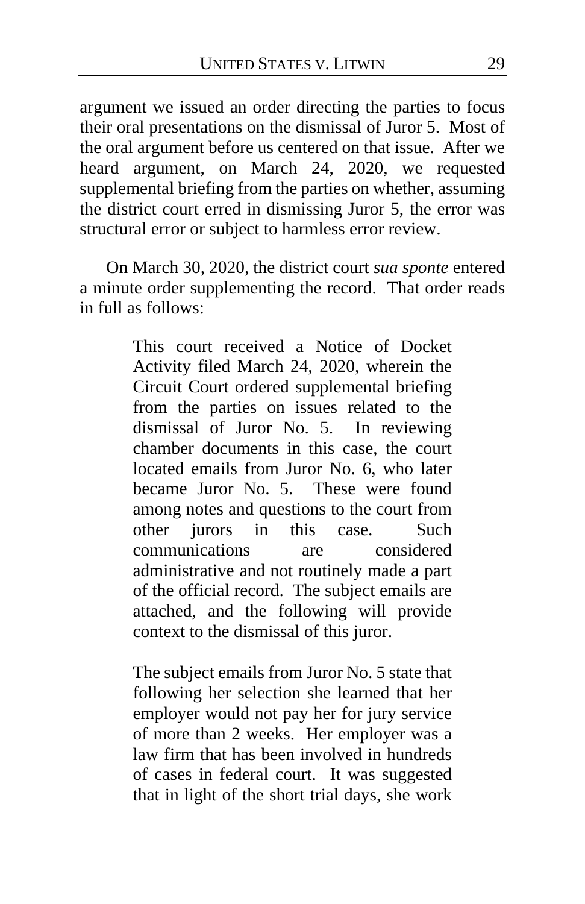argument we issued an order directing the parties to focus their oral presentations on the dismissal of Juror 5. Most of the oral argument before us centered on that issue. After we heard argument, on March 24, 2020, we requested supplemental briefing from the parties on whether, assuming the district court erred in dismissing Juror 5, the error was structural error or subject to harmless error review.

On March 30, 2020, the district court *sua sponte* entered a minute order supplementing the record. That order reads in full as follows:

> This court received a Notice of Docket Activity filed March 24, 2020, wherein the Circuit Court ordered supplemental briefing from the parties on issues related to the dismissal of Juror No. 5. In reviewing chamber documents in this case, the court located emails from Juror No. 6, who later became Juror No. 5. These were found among notes and questions to the court from other jurors in this case. Such communications are considered administrative and not routinely made a part of the official record. The subject emails are attached, and the following will provide context to the dismissal of this juror.
>
> The subject emails from Juror No. 5 state that following her selection she learned that her employer would not pay her for jury service of more than 2 weeks. Her employer was a law firm that has been involved in hundreds of cases in federal court. It was suggested that in light of the short trial days, she work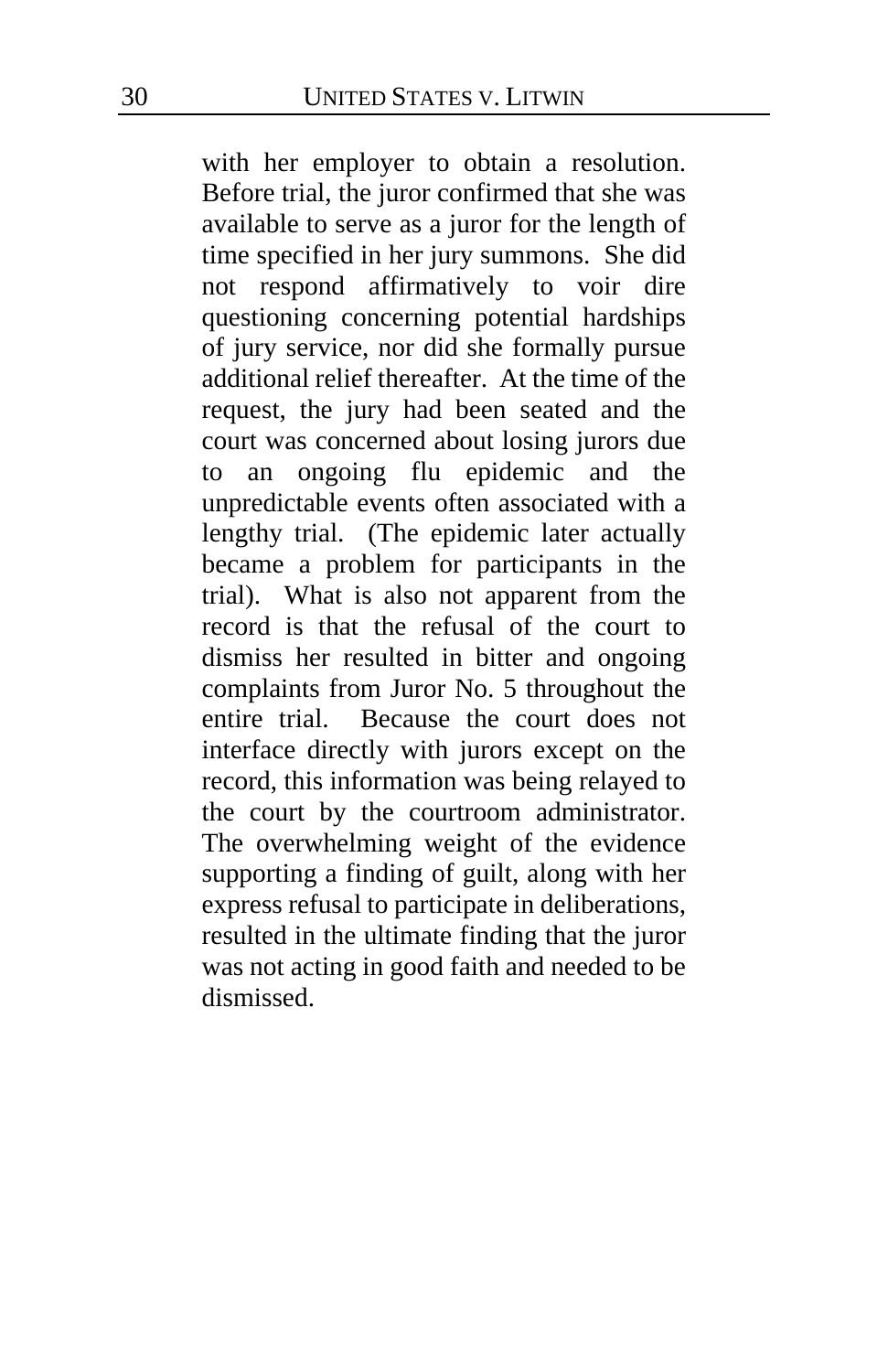with her employer to obtain a resolution. Before trial, the juror confirmed that she was available to serve as a juror for the length of time specified in her jury summons. She did not respond affirmatively to voir dire questioning concerning potential hardships of jury service, nor did she formally pursue additional relief thereafter. At the time of the request, the jury had been seated and the court was concerned about losing jurors due to an ongoing flu epidemic and the unpredictable events often associated with a lengthy trial. (The epidemic later actually became a problem for participants in the trial). What is also not apparent from the record is that the refusal of the court to dismiss her resulted in bitter and ongoing complaints from Juror No. 5 throughout the entire trial. Because the court does not interface directly with jurors except on the record, this information was being relayed to the court by the courtroom administrator. The overwhelming weight of the evidence supporting a finding of guilt, along with her express refusal to participate in deliberations, resulted in the ultimate finding that the juror was not acting in good faith and needed to be dismissed.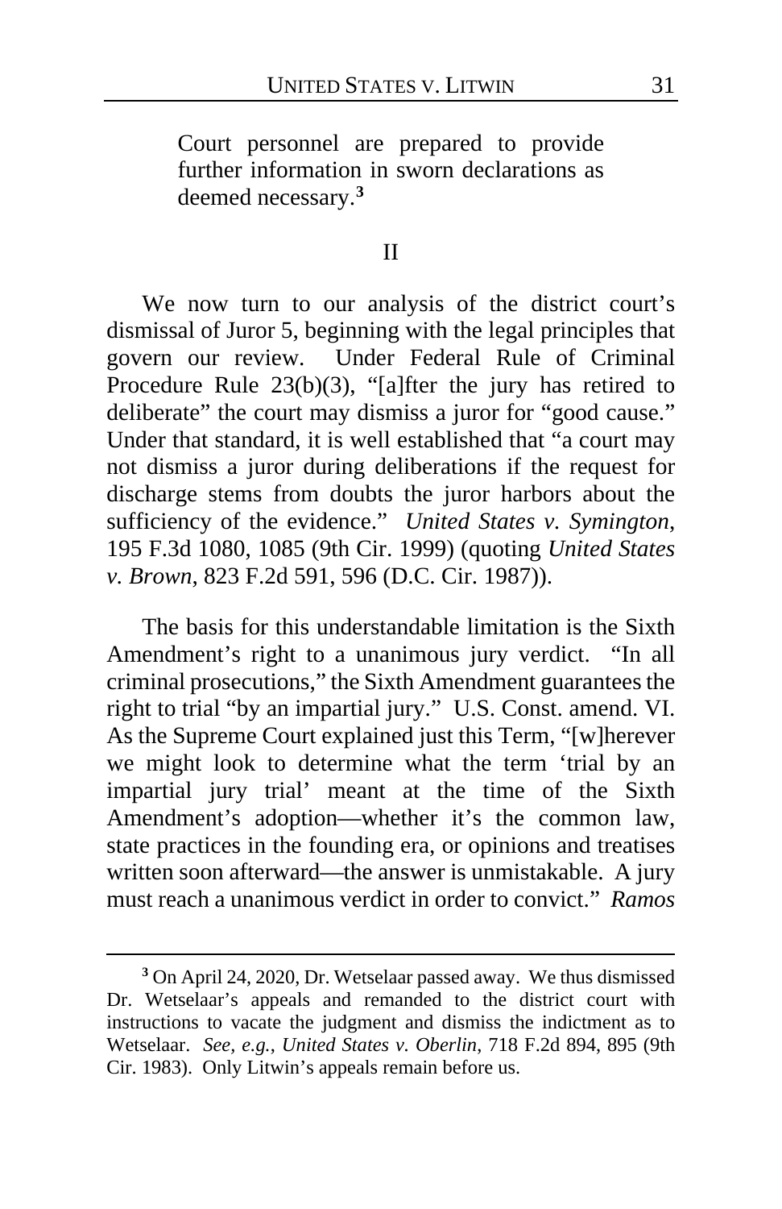> Court personnel are prepared to provide further information in sworn declarations as deemed necessary.[3]

## II

We now turn to our analysis of the district court's dismissal of Juror 5, beginning with the legal principles that govern our review. Under Federal Rule of Criminal Procedure Rule 23(b)(3), "[a]fter the jury has retired to deliberate" the court may dismiss a juror for "good cause." Under that standard, it is well established that "a court may not dismiss a juror during deliberations if the request for discharge stems from doubts the juror harbors about the sufficiency of the evidence." *United States v. Symington*, 195 F.3d 1080, 1085 (9th Cir. 1999) (quoting *United States v. Brown*, 823 F.2d 591, 596 (D.C. Cir. 1987)).

The basis for this understandable limitation is the Sixth Amendment's right to a unanimous jury verdict. "In all criminal prosecutions," the Sixth Amendment guarantees the right to trial "by an impartial jury." U.S. Const. amend. VI. As the Supreme Court explained just this Term, "[w]herever we might look to determine what the term 'trial by an impartial jury trial' meant at the time of the Sixth Amendment's adoption—whether it's the common law, state practices in the founding era, or opinions and treatises written soon afterward—the answer is unmistakable. A jury must reach a unanimous verdict in order to convict." *Ramos*

---

[3] On April 24, 2020, Dr. Wetselaar passed away. We thus dismissed Dr. Wetselaar's appeals and remanded to the district court with instructions to vacate the judgment and dismiss the indictment as to Wetselaar. *See, e.g.*, *United States v. Oberlin*, 718 F.2d 894, 895 (9th Cir. 1983). Only Litwin's appeals remain before us.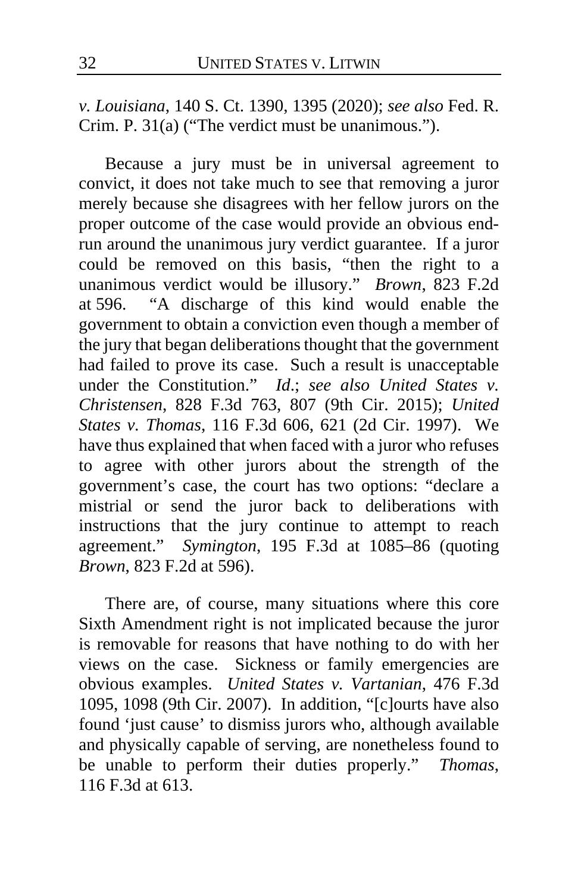*v. Louisiana*, 140 S. Ct. 1390, 1395 (2020); *see also* Fed. R. Crim. P. 31(a) ("The verdict must be unanimous.").

Because a jury must be in universal agreement to convict, it does not take much to see that removing a juror merely because she disagrees with her fellow jurors on the proper outcome of the case would provide an obvious end-run around the unanimous jury verdict guarantee. If a juror could be removed on this basis, "then the right to a unanimous verdict would be illusory." *Brown*, 823 F.2d at 596. "A discharge of this kind would enable the government to obtain a conviction even though a member of the jury that began deliberations thought that the government had failed to prove its case. Such a result is unacceptable under the Constitution." *Id.*; *see also United States v. Christensen*, 828 F.3d 763, 807 (9th Cir. 2015); *United States v. Thomas*, 116 F.3d 606, 621 (2d Cir. 1997). We have thus explained that when faced with a juror who refuses to agree with other jurors about the strength of the government's case, the court has two options: "declare a mistrial or send the juror back to deliberations with instructions that the jury continue to attempt to reach agreement." *Symington*, 195 F.3d at 1085–86 (quoting *Brown*, 823 F.2d at 596).

There are, of course, many situations where this core Sixth Amendment right is not implicated because the juror is removable for reasons that have nothing to do with her views on the case. Sickness or family emergencies are obvious examples. *United States v. Vartanian*, 476 F.3d 1095, 1098 (9th Cir. 2007). In addition, "[c]ourts have also found 'just cause' to dismiss jurors who, although available and physically capable of serving, are nonetheless found to be unable to perform their duties properly." *Thomas*, 116 F.3d at 613.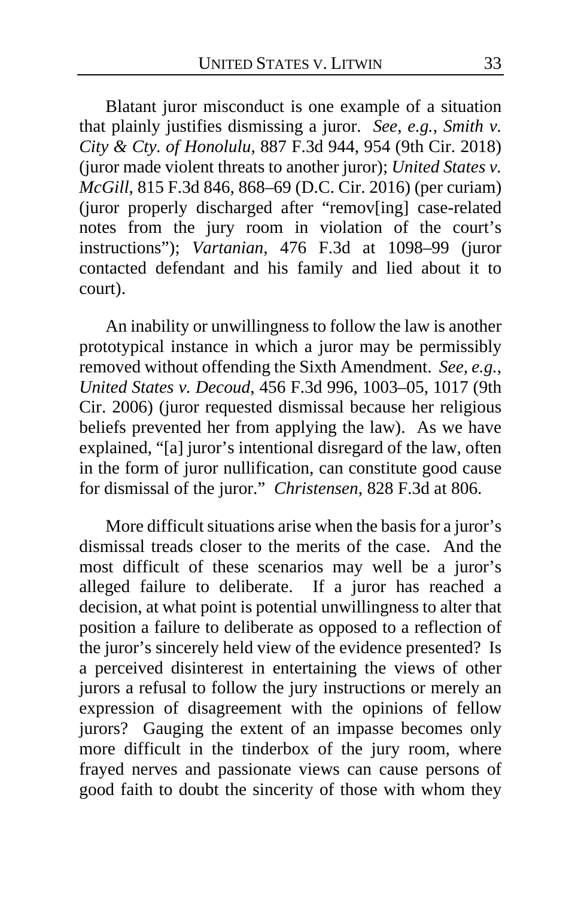Blatant juror misconduct is one example of a situation that plainly justifies dismissing a juror. *See, e.g.*, *Smith v. City & Cty. of Honolulu*, 887 F.3d 944, 954 (9th Cir. 2018) (juror made violent threats to another juror); *United States v. McGill*, 815 F.3d 846, 868–69 (D.C. Cir. 2016) (per curiam) (juror properly discharged after "remov[ing] case-related notes from the jury room in violation of the court's instructions"); *Vartanian*, 476 F.3d at 1098–99 (juror contacted defendant and his family and lied about it to court).

An inability or unwillingness to follow the law is another prototypical instance in which a juror may be permissibly removed without offending the Sixth Amendment. *See, e.g.*, *United States v. Decoud*, 456 F.3d 996, 1003–05, 1017 (9th Cir. 2006) (juror requested dismissal because her religious beliefs prevented her from applying the law). As we have explained, "[a] juror's intentional disregard of the law, often in the form of juror nullification, can constitute good cause for dismissal of the juror." *Christensen*, 828 F.3d at 806.

More difficult situations arise when the basis for a juror's dismissal treads closer to the merits of the case. And the most difficult of these scenarios may well be a juror's alleged failure to deliberate. If a juror has reached a decision, at what point is potential unwillingness to alter that position a failure to deliberate as opposed to a reflection of the juror's sincerely held view of the evidence presented? Is a perceived disinterest in entertaining the views of other jurors a refusal to follow the jury instructions or merely an expression of disagreement with the opinions of fellow jurors? Gauging the extent of an impasse becomes only more difficult in the tinderbox of the jury room, where frayed nerves and passionate views can cause persons of good faith to doubt the sincerity of those with whom they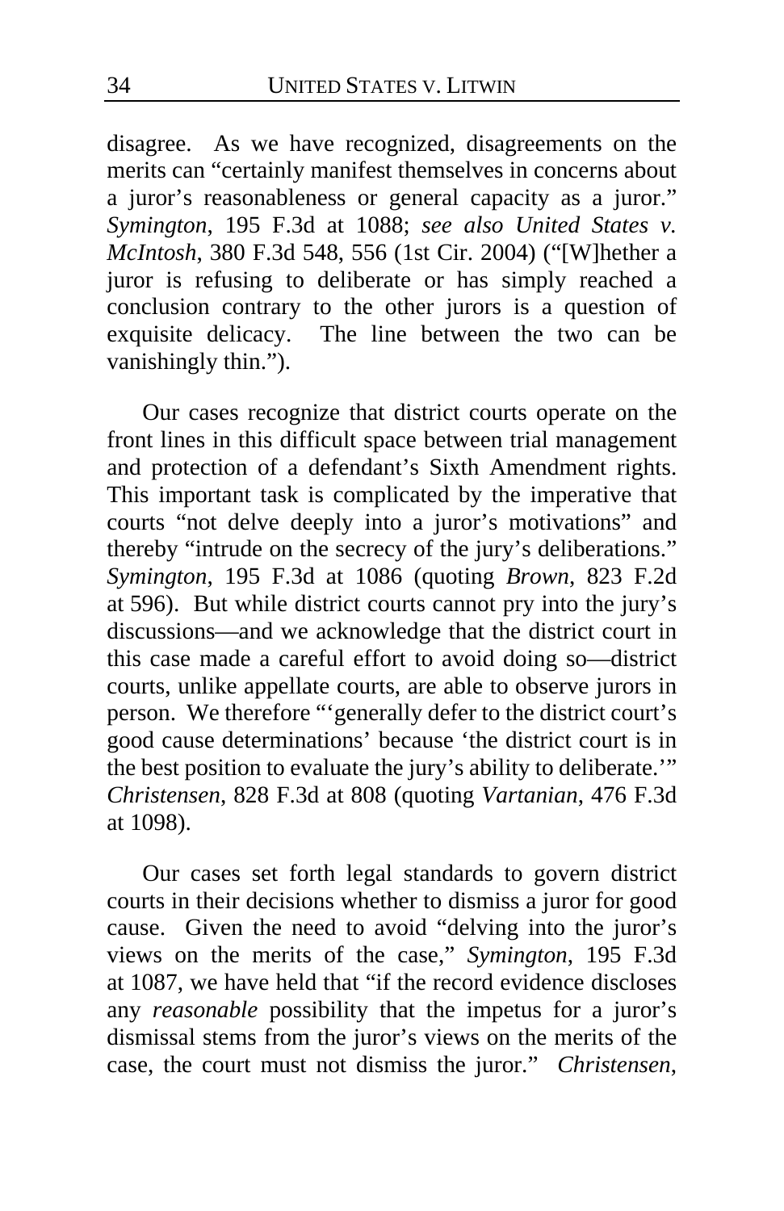disagree. As we have recognized, disagreements on the merits can "certainly manifest themselves in concerns about a juror's reasonableness or general capacity as a juror." *Symington*, 195 F.3d at 1088; *see also United States v. McIntosh*, 380 F.3d 548, 556 (1st Cir. 2004) ("[W]hether a juror is refusing to deliberate or has simply reached a conclusion contrary to the other jurors is a question of exquisite delicacy. The line between the two can be vanishingly thin.").

Our cases recognize that district courts operate on the front lines in this difficult space between trial management and protection of a defendant's Sixth Amendment rights. This important task is complicated by the imperative that courts "not delve deeply into a juror's motivations" and thereby "intrude on the secrecy of the jury's deliberations." *Symington*, 195 F.3d at 1086 (quoting *Brown*, 823 F.2d at 596). But while district courts cannot pry into the jury's discussions—and we acknowledge that the district court in this case made a careful effort to avoid doing so—district courts, unlike appellate courts, are able to observe jurors in person. We therefore "'generally defer to the district court's good cause determinations' because 'the district court is in the best position to evaluate the jury's ability to deliberate.'" *Christensen*, 828 F.3d at 808 (quoting *Vartanian*, 476 F.3d at 1098).

Our cases set forth legal standards to govern district courts in their decisions whether to dismiss a juror for good cause. Given the need to avoid "delving into the juror's views on the merits of the case," *Symington*, 195 F.3d at 1087, we have held that "if the record evidence discloses any *reasonable* possibility that the impetus for a juror's dismissal stems from the juror's views on the merits of the case, the court must not dismiss the juror." *Christensen*,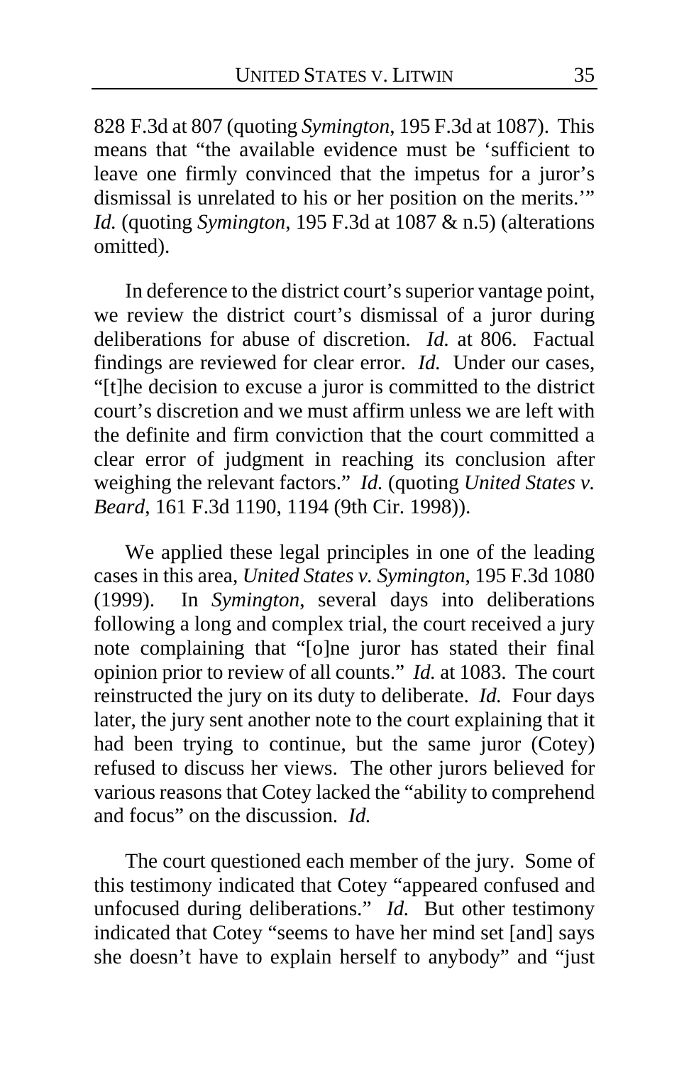828 F.3d at 807 (quoting *Symington*, 195 F.3d at 1087). This means that "the available evidence must be 'sufficient to leave one firmly convinced that the impetus for a juror's dismissal is unrelated to his or her position on the merits.'" *Id.* (quoting *Symington*, 195 F.3d at 1087 & n.5) (alterations omitted).

In deference to the district court's superior vantage point, we review the district court's dismissal of a juror during deliberations for abuse of discretion. *Id.* at 806. Factual findings are reviewed for clear error. *Id.* Under our cases, "[t]he decision to excuse a juror is committed to the district court's discretion and we must affirm unless we are left with the definite and firm conviction that the court committed a clear error of judgment in reaching its conclusion after weighing the relevant factors." *Id.* (quoting *United States v. Beard*, 161 F.3d 1190, 1194 (9th Cir. 1998)).

We applied these legal principles in one of the leading cases in this area, *United States v. Symington*, 195 F.3d 1080 (1999). In *Symington*, several days into deliberations following a long and complex trial, the court received a jury note complaining that "[o]ne juror has stated their final opinion prior to review of all counts." *Id.* at 1083. The court reinstructed the jury on its duty to deliberate. *Id.* Four days later, the jury sent another note to the court explaining that it had been trying to continue, but the same juror (Cotey) refused to discuss her views. The other jurors believed for various reasons that Cotey lacked the "ability to comprehend and focus" on the discussion. *Id.*

The court questioned each member of the jury. Some of this testimony indicated that Cotey "appeared confused and unfocused during deliberations." *Id.* But other testimony indicated that Cotey "seems to have her mind set [and] says she doesn't have to explain herself to anybody" and "just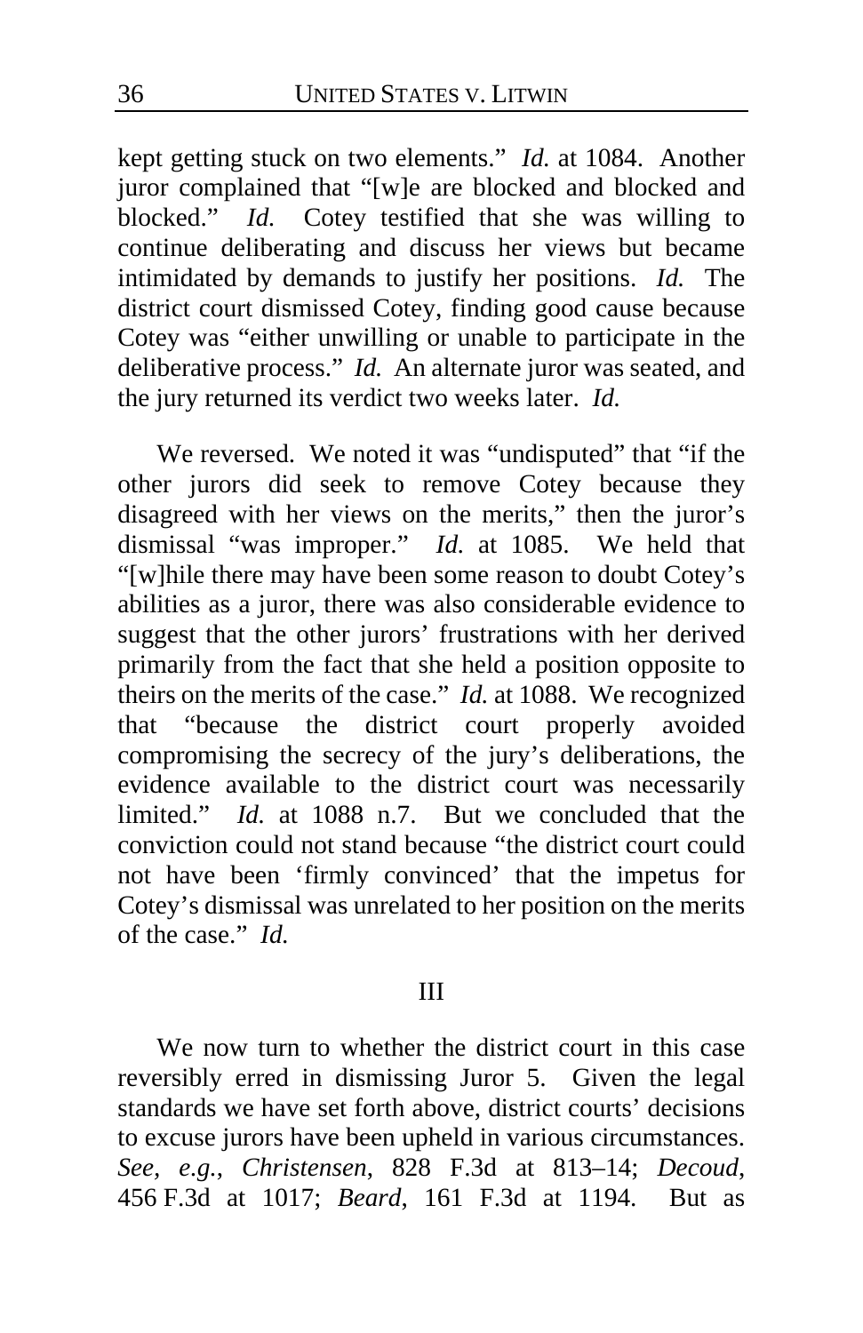kept getting stuck on two elements." *Id.* at 1084. Another juror complained that "[w]e are blocked and blocked and blocked." *Id.* Cotey testified that she was willing to continue deliberating and discuss her views but became intimidated by demands to justify her positions. *Id.* The district court dismissed Cotey, finding good cause because Cotey was "either unwilling or unable to participate in the deliberative process." *Id.* An alternate juror was seated, and the jury returned its verdict two weeks later. *Id.*

We reversed. We noted it was "undisputed" that "if the other jurors did seek to remove Cotey because they disagreed with her views on the merits," then the juror's dismissal "was improper." *Id.* at 1085. We held that "[w]hile there may have been some reason to doubt Cotey's abilities as a juror, there was also considerable evidence to suggest that the other jurors' frustrations with her derived primarily from the fact that she held a position opposite to theirs on the merits of the case." *Id.* at 1088. We recognized that "because the district court properly avoided compromising the secrecy of the jury's deliberations, the evidence available to the district court was necessarily limited." *Id.* at 1088 n.7. But we concluded that the conviction could not stand because "the district court could not have been 'firmly convinced' that the impetus for Cotey's dismissal was unrelated to her position on the merits of the case." *Id.*

## III

We now turn to whether the district court in this case reversibly erred in dismissing Juror 5. Given the legal standards we have set forth above, district courts' decisions to excuse jurors have been upheld in various circumstances. *See, e.g.*, *Christensen*, 828 F.3d at 813–14; *Decoud*, 456 F.3d at 1017; *Beard*, 161 F.3d at 1194. But as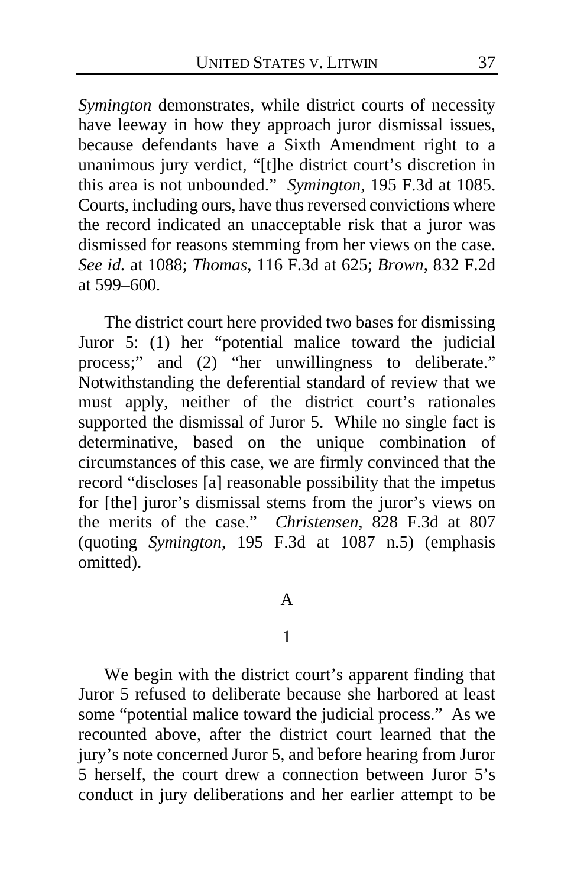*Symington* demonstrates, while district courts of necessity have leeway in how they approach juror dismissal issues, because defendants have a Sixth Amendment right to a unanimous jury verdict, "[t]he district court's discretion in this area is not unbounded." *Symington*, 195 F.3d at 1085. Courts, including ours, have thus reversed convictions where the record indicated an unacceptable risk that a juror was dismissed for reasons stemming from her views on the case. *See id.* at 1088; *Thomas*, 116 F.3d at 625; *Brown*, 832 F.2d at 599–600.

The district court here provided two bases for dismissing Juror 5: (1) her "potential malice toward the judicial process;" and (2) "her unwillingness to deliberate." Notwithstanding the deferential standard of review that we must apply, neither of the district court's rationales supported the dismissal of Juror 5. While no single fact is determinative, based on the unique combination of circumstances of this case, we are firmly convinced that the record "discloses [a] reasonable possibility that the impetus for [the] juror's dismissal stems from the juror's views on the merits of the case." *Christensen*, 828 F.3d at 807 (quoting *Symington*, 195 F.3d at 1087 n.5) (emphasis omitted).

## A

### 1

We begin with the district court's apparent finding that Juror 5 refused to deliberate because she harbored at least some "potential malice toward the judicial process." As we recounted above, after the district court learned that the jury's note concerned Juror 5, and before hearing from Juror 5 herself, the court drew a connection between Juror 5's conduct in jury deliberations and her earlier attempt to be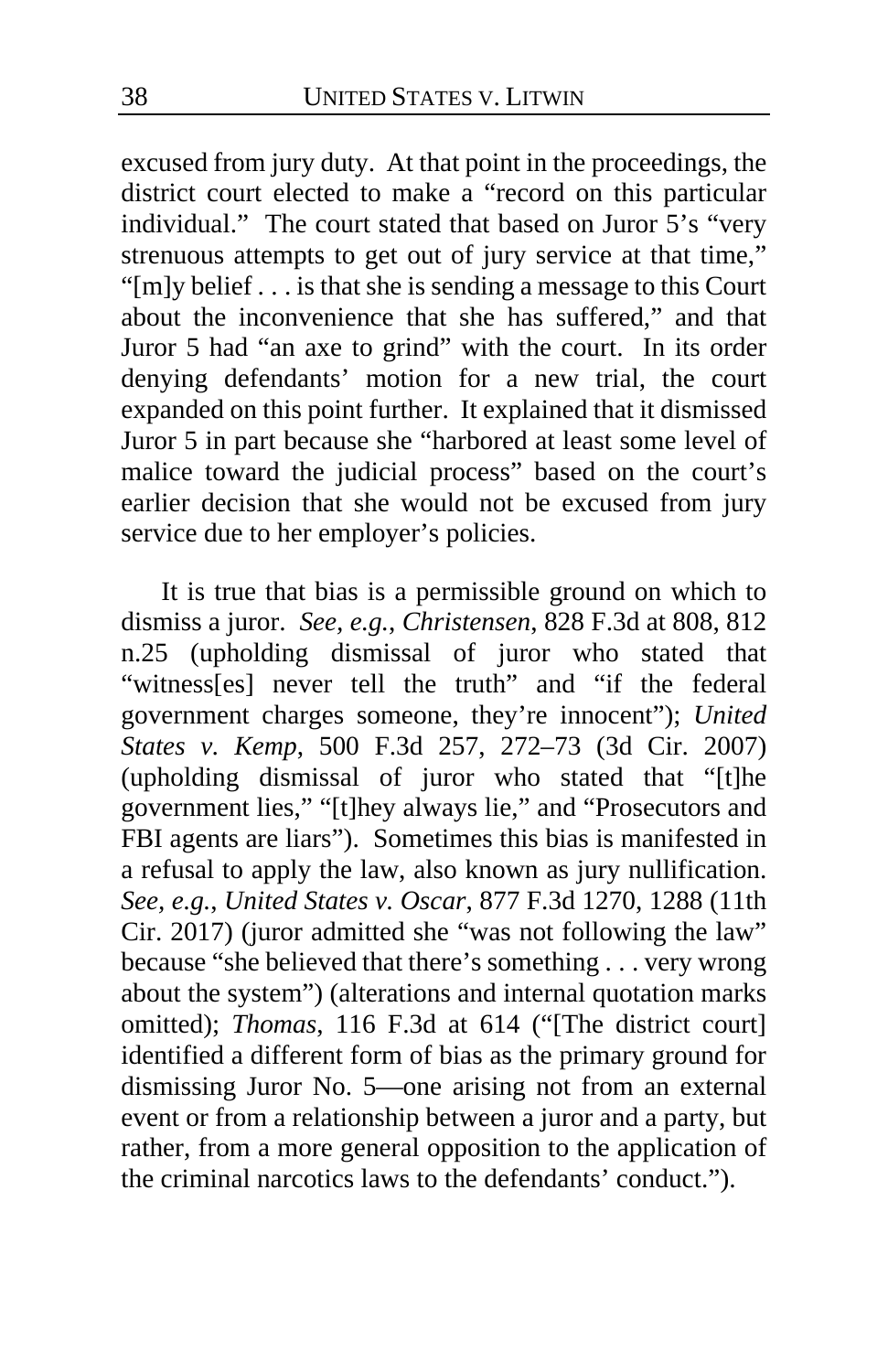excused from jury duty. At that point in the proceedings, the district court elected to make a "record on this particular individual." The court stated that based on Juror 5's "very strenuous attempts to get out of jury service at that time," "[m]y belief . . . is that she is sending a message to this Court about the inconvenience that she has suffered," and that Juror 5 had "an axe to grind" with the court. In its order denying defendants' motion for a new trial, the court expanded on this point further. It explained that it dismissed Juror 5 in part because she "harbored at least some level of malice toward the judicial process" based on the court's earlier decision that she would not be excused from jury service due to her employer's policies.

It is true that bias is a permissible ground on which to dismiss a juror. *See, e.g.*, *Christensen*, 828 F.3d at 808, 812 n.25 (upholding dismissal of juror who stated that "witness[es] never tell the truth" and "if the federal government charges someone, they're innocent"); *United States v. Kemp*, 500 F.3d 257, 272–73 (3d Cir. 2007) (upholding dismissal of juror who stated that "[t]he government lies," "[t]hey always lie," and "Prosecutors and FBI agents are liars"). Sometimes this bias is manifested in a refusal to apply the law, also known as jury nullification. *See, e.g.*, *United States v. Oscar*, 877 F.3d 1270, 1288 (11th Cir. 2017) (juror admitted she "was not following the law" because "she believed that there's something . . . very wrong about the system") (alterations and internal quotation marks omitted); *Thomas*, 116 F.3d at 614 ("[The district court] identified a different form of bias as the primary ground for dismissing Juror No. 5—one arising not from an external event or from a relationship between a juror and a party, but rather, from a more general opposition to the application of the criminal narcotics laws to the defendants' conduct.").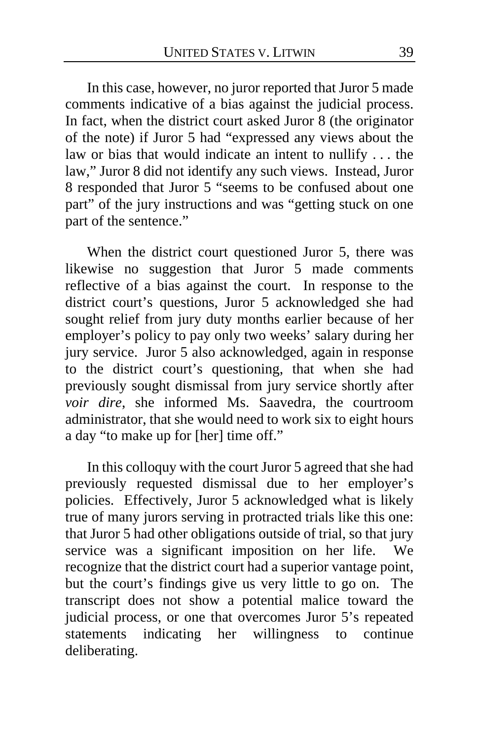In this case, however, no juror reported that Juror 5 made comments indicative of a bias against the judicial process. In fact, when the district court asked Juror 8 (the originator of the note) if Juror 5 had "expressed any views about the law or bias that would indicate an intent to nullify . . . the law," Juror 8 did not identify any such views. Instead, Juror 8 responded that Juror 5 "seems to be confused about one part" of the jury instructions and was "getting stuck on one part of the sentence."

When the district court questioned Juror 5, there was likewise no suggestion that Juror 5 made comments reflective of a bias against the court. In response to the district court's questions, Juror 5 acknowledged she had sought relief from jury duty months earlier because of her employer's policy to pay only two weeks' salary during her jury service. Juror 5 also acknowledged, again in response to the district court's questioning, that when she had previously sought dismissal from jury service shortly after *voir dire*, she informed Ms. Saavedra, the courtroom administrator, that she would need to work six to eight hours a day "to make up for [her] time off."

In this colloquy with the court Juror 5 agreed that she had previously requested dismissal due to her employer's policies. Effectively, Juror 5 acknowledged what is likely true of many jurors serving in protracted trials like this one: that Juror 5 had other obligations outside of trial, so that jury service was a significant imposition on her life. We recognize that the district court had a superior vantage point, but the court's findings give us very little to go on. The transcript does not show a potential malice toward the judicial process, or one that overcomes Juror 5's repeated statements indicating her willingness to continue deliberating.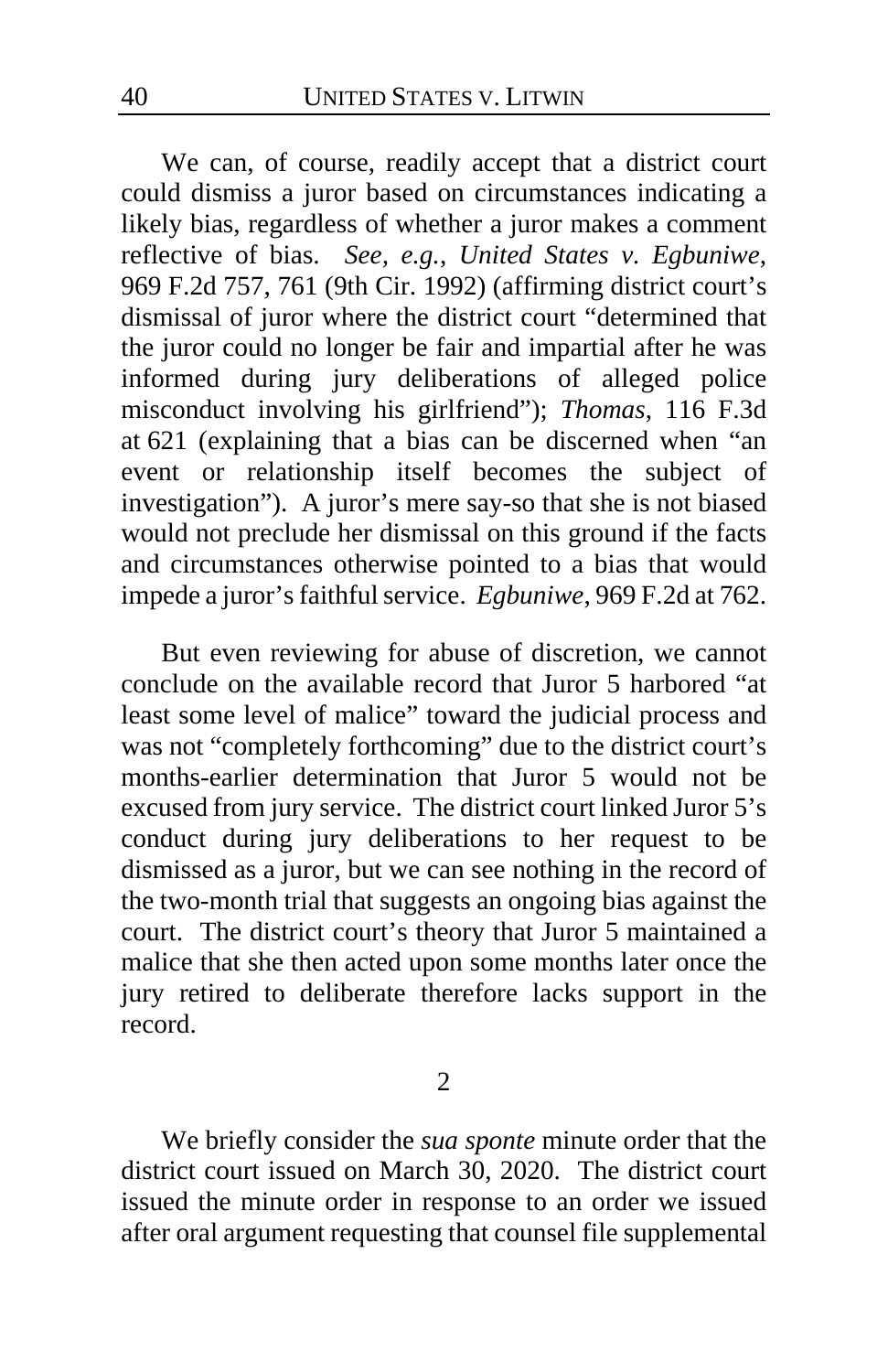We can, of course, readily accept that a district court could dismiss a juror based on circumstances indicating a likely bias, regardless of whether a juror makes a comment reflective of bias. *See, e.g.*, *United States v. Egbuniwe*, 969 F.2d 757, 761 (9th Cir. 1992) (affirming district court's dismissal of juror where the district court "determined that the juror could no longer be fair and impartial after he was informed during jury deliberations of alleged police misconduct involving his girlfriend"); *Thomas*, 116 F.3d at 621 (explaining that a bias can be discerned when "an event or relationship itself becomes the subject of investigation"). A juror's mere say-so that she is not biased would not preclude her dismissal on this ground if the facts and circumstances otherwise pointed to a bias that would impede a juror's faithful service. *Egbuniwe*, 969 F.2d at 762.

But even reviewing for abuse of discretion, we cannot conclude on the available record that Juror 5 harbored "at least some level of malice" toward the judicial process and was not "completely forthcoming" due to the district court's months-earlier determination that Juror 5 would not be excused from jury service. The district court linked Juror 5's conduct during jury deliberations to her request to be dismissed as a juror, but we can see nothing in the record of the two-month trial that suggests an ongoing bias against the court. The district court's theory that Juror 5 maintained a malice that she then acted upon some months later once the jury retired to deliberate therefore lacks support in the record.

2

We briefly consider the *sua sponte* minute order that the district court issued on March 30, 2020. The district court issued the minute order in response to an order we issued after oral argument requesting that counsel file supplemental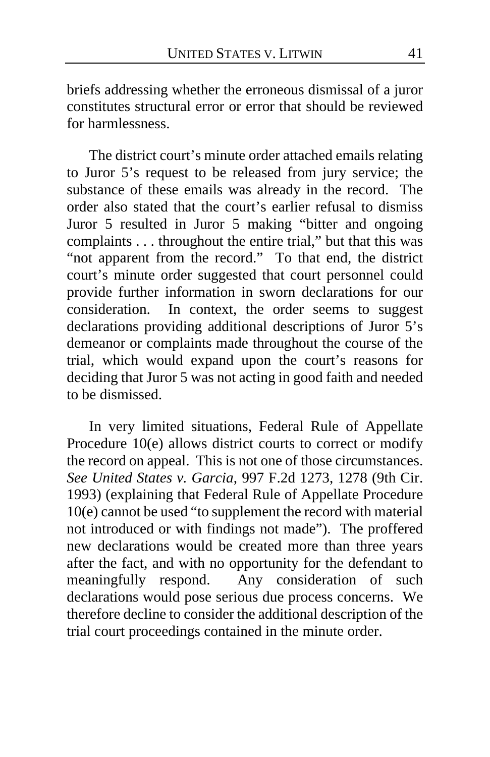briefs addressing whether the erroneous dismissal of a juror constitutes structural error or error that should be reviewed for harmlessness.

The district court's minute order attached emails relating to Juror 5's request to be released from jury service; the substance of these emails was already in the record. The order also stated that the court's earlier refusal to dismiss Juror 5 resulted in Juror 5 making "bitter and ongoing complaints . . . throughout the entire trial," but that this was "not apparent from the record." To that end, the district court's minute order suggested that court personnel could provide further information in sworn declarations for our consideration. In context, the order seems to suggest declarations providing additional descriptions of Juror 5's demeanor or complaints made throughout the course of the trial, which would expand upon the court's reasons for deciding that Juror 5 was not acting in good faith and needed to be dismissed.

In very limited situations, Federal Rule of Appellate Procedure 10(e) allows district courts to correct or modify the record on appeal. This is not one of those circumstances. *See United States v. Garcia*, 997 F.2d 1273, 1278 (9th Cir. 1993) (explaining that Federal Rule of Appellate Procedure 10(e) cannot be used "to supplement the record with material not introduced or with findings not made"). The proffered new declarations would be created more than three years after the fact, and with no opportunity for the defendant to meaningfully respond. Any consideration of such declarations would pose serious due process concerns. We therefore decline to consider the additional description of the trial court proceedings contained in the minute order.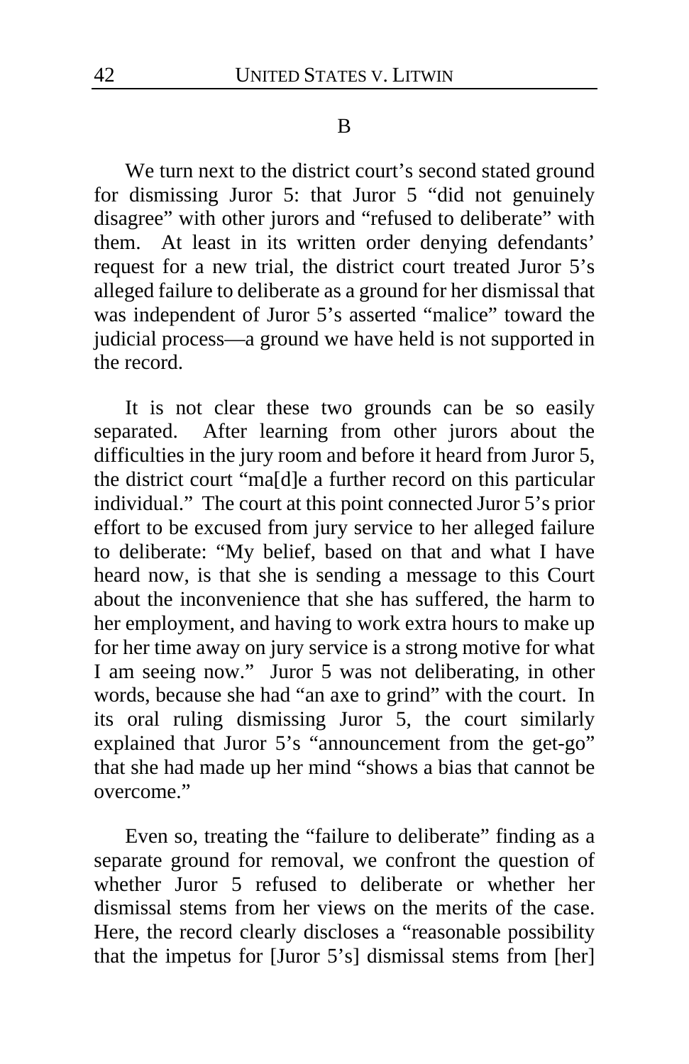### B

We turn next to the district court's second stated ground for dismissing Juror 5: that Juror 5 "did not genuinely disagree" with other jurors and "refused to deliberate" with them. At least in its written order denying defendants' request for a new trial, the district court treated Juror 5's alleged failure to deliberate as a ground for her dismissal that was independent of Juror 5's asserted "malice" toward the judicial process—a ground we have held is not supported in the record.

It is not clear these two grounds can be so easily separated. After learning from other jurors about the difficulties in the jury room and before it heard from Juror 5, the district court "ma[d]e a further record on this particular individual." The court at this point connected Juror 5's prior effort to be excused from jury service to her alleged failure to deliberate: "My belief, based on that and what I have heard now, is that she is sending a message to this Court about the inconvenience that she has suffered, the harm to her employment, and having to work extra hours to make up for her time away on jury service is a strong motive for what I am seeing now." Juror 5 was not deliberating, in other words, because she had "an axe to grind" with the court. In its oral ruling dismissing Juror 5, the court similarly explained that Juror 5's "announcement from the get-go" that she had made up her mind "shows a bias that cannot be overcome."

Even so, treating the "failure to deliberate" finding as a separate ground for removal, we confront the question of whether Juror 5 refused to deliberate or whether her dismissal stems from her views on the merits of the case. Here, the record clearly discloses a "reasonable possibility that the impetus for [Juror 5's] dismissal stems from [her]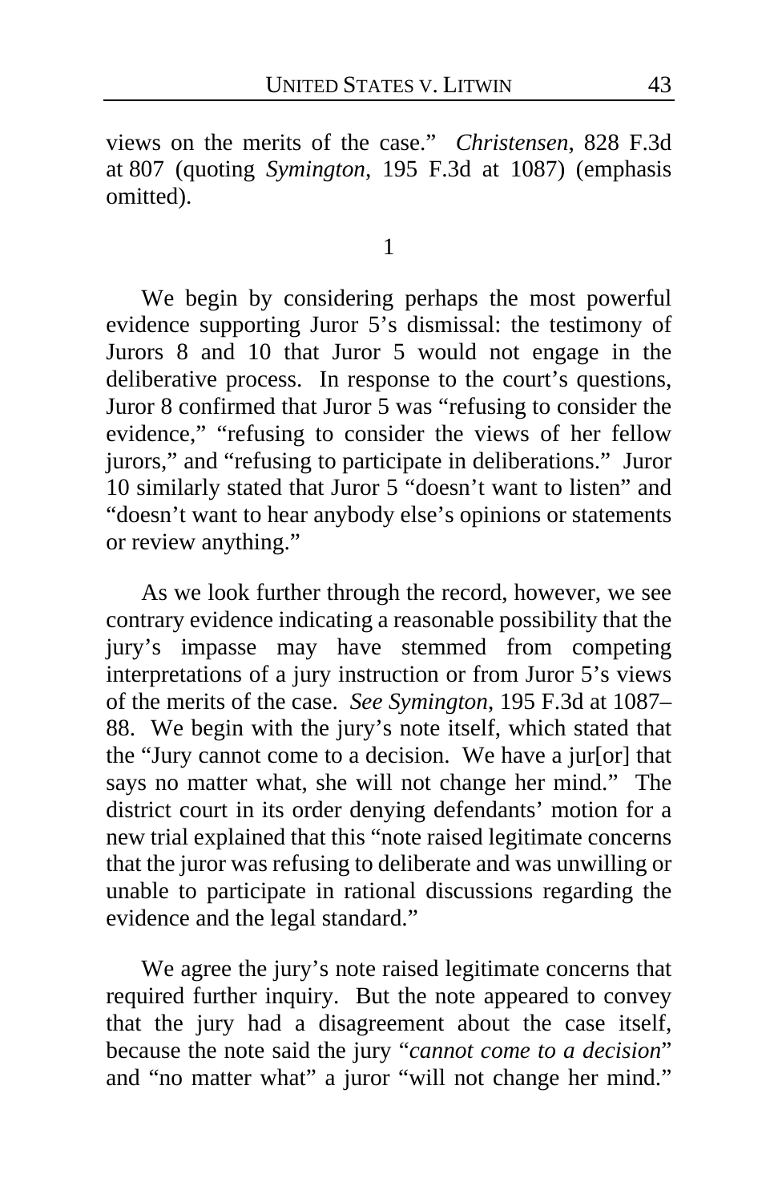views on the merits of the case." *Christensen*, 828 F.3d at 807 (quoting *Symington*, 195 F.3d at 1087) (emphasis omitted).

1

We begin by considering perhaps the most powerful evidence supporting Juror 5's dismissal: the testimony of Jurors 8 and 10 that Juror 5 would not engage in the deliberative process. In response to the court's questions, Juror 8 confirmed that Juror 5 was "refusing to consider the evidence," "refusing to consider the views of her fellow jurors," and "refusing to participate in deliberations." Juror 10 similarly stated that Juror 5 "doesn't want to listen" and "doesn't want to hear anybody else's opinions or statements or review anything."

As we look further through the record, however, we see contrary evidence indicating a reasonable possibility that the jury's impasse may have stemmed from competing interpretations of a jury instruction or from Juror 5's views of the merits of the case. *See Symington*, 195 F.3d at 1087–88. We begin with the jury's note itself, which stated that the "Jury cannot come to a decision. We have a jur[or] that says no matter what, she will not change her mind." The district court in its order denying defendants' motion for a new trial explained that this "note raised legitimate concerns that the juror was refusing to deliberate and was unwilling or unable to participate in rational discussions regarding the evidence and the legal standard."

We agree the jury's note raised legitimate concerns that required further inquiry. But the note appeared to convey that the jury had a disagreement about the case itself, because the note said the jury "*cannot come to a decision*" and "no matter what" a juror "will not change her mind."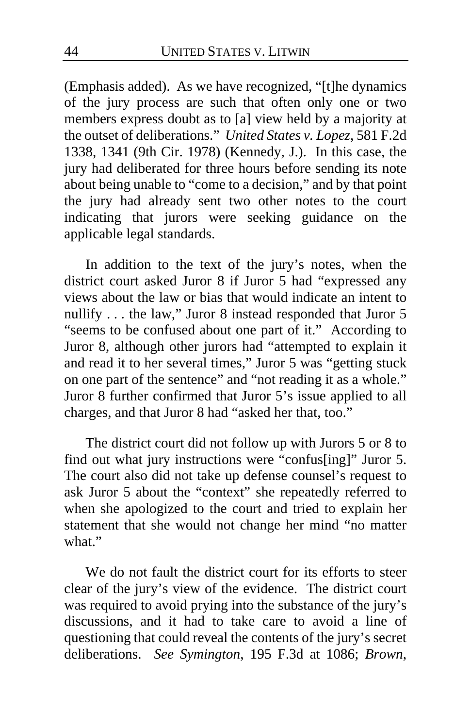(Emphasis added). As we have recognized, "[t]he dynamics of the jury process are such that often only one or two members express doubt as to [a] view held by a majority at the outset of deliberations." *United States v. Lopez*, 581 F.2d 1338, 1341 (9th Cir. 1978) (Kennedy, J.). In this case, the jury had deliberated for three hours before sending its note about being unable to "come to a decision," and by that point the jury had already sent two other notes to the court indicating that jurors were seeking guidance on the applicable legal standards.

In addition to the text of the jury's notes, when the district court asked Juror 8 if Juror 5 had "expressed any views about the law or bias that would indicate an intent to nullify . . . the law," Juror 8 instead responded that Juror 5 "seems to be confused about one part of it." According to Juror 8, although other jurors had "attempted to explain it and read it to her several times," Juror 5 was "getting stuck on one part of the sentence" and "not reading it as a whole." Juror 8 further confirmed that Juror 5's issue applied to all charges, and that Juror 8 had "asked her that, too."

The district court did not follow up with Jurors 5 or 8 to find out what jury instructions were "confus[ing]" Juror 5. The court also did not take up defense counsel's request to ask Juror 5 about the "context" she repeatedly referred to when she apologized to the court and tried to explain her statement that she would not change her mind "no matter what."

We do not fault the district court for its efforts to steer clear of the jury's view of the evidence. The district court was required to avoid prying into the substance of the jury's discussions, and it had to take care to avoid a line of questioning that could reveal the contents of the jury's secret deliberations. *See Symington*, 195 F.3d at 1086; *Brown*,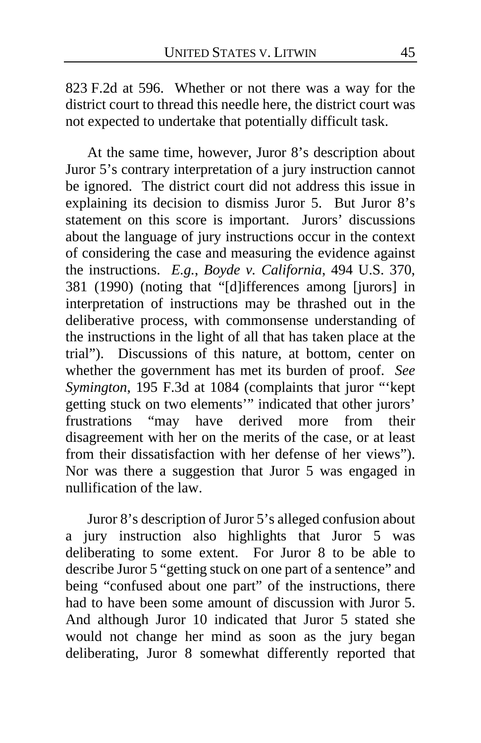823 F.2d at 596. Whether or not there was a way for the district court to thread this needle here, the district court was not expected to undertake that potentially difficult task.

At the same time, however, Juror 8's description about Juror 5's contrary interpretation of a jury instruction cannot be ignored. The district court did not address this issue in explaining its decision to dismiss Juror 5. But Juror 8's statement on this score is important. Jurors' discussions about the language of jury instructions occur in the context of considering the case and measuring the evidence against the instructions. *E.g.*, *Boyde v. California*, 494 U.S. 370, 381 (1990) (noting that "[d]ifferences among [jurors] in interpretation of instructions may be thrashed out in the deliberative process, with commonsense understanding of the instructions in the light of all that has taken place at the trial"). Discussions of this nature, at bottom, center on whether the government has met its burden of proof. *See Symington*, 195 F.3d at 1084 (complaints that juror "'kept getting stuck on two elements'" indicated that other jurors' frustrations "may have derived more from their disagreement with her on the merits of the case, or at least from their dissatisfaction with her defense of her views"). Nor was there a suggestion that Juror 5 was engaged in nullification of the law.

Juror 8's description of Juror 5's alleged confusion about a jury instruction also highlights that Juror 5 was deliberating to some extent. For Juror 8 to be able to describe Juror 5 "getting stuck on one part of a sentence" and being "confused about one part" of the instructions, there had to have been some amount of discussion with Juror 5. And although Juror 10 indicated that Juror 5 stated she would not change her mind as soon as the jury began deliberating, Juror 8 somewhat differently reported that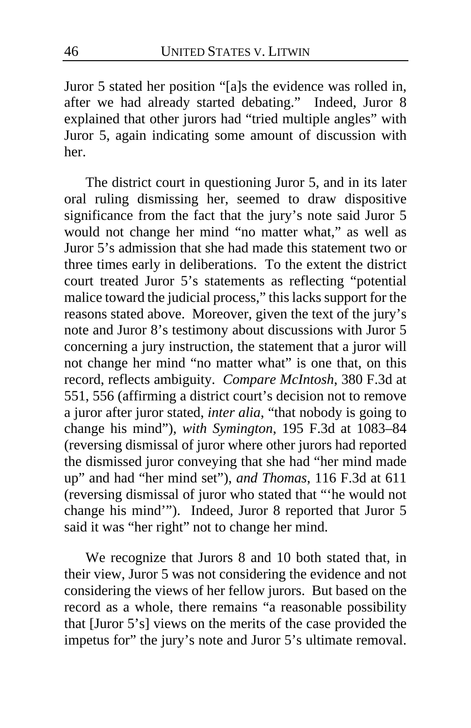Juror 5 stated her position "[a]s the evidence was rolled in, after we had already started debating." Indeed, Juror 8 explained that other jurors had "tried multiple angles" with Juror 5, again indicating some amount of discussion with her.

The district court in questioning Juror 5, and in its later oral ruling dismissing her, seemed to draw dispositive significance from the fact that the jury's note said Juror 5 would not change her mind "no matter what," as well as Juror 5's admission that she had made this statement two or three times early in deliberations. To the extent the district court treated Juror 5's statements as reflecting "potential malice toward the judicial process," this lacks support for the reasons stated above. Moreover, given the text of the jury's note and Juror 8's testimony about discussions with Juror 5 concerning a jury instruction, the statement that a juror will not change her mind "no matter what" is one that, on this record, reflects ambiguity. *Compare McIntosh*, 380 F.3d at 551, 556 (affirming a district court's decision not to remove a juror after juror stated, *inter alia*, "that nobody is going to change his mind"), *with Symington*, 195 F.3d at 1083–84 (reversing dismissal of juror where other jurors had reported the dismissed juror conveying that she had "her mind made up" and had "her mind set"), *and Thomas*, 116 F.3d at 611 (reversing dismissal of juror who stated that "'he would not change his mind'"). Indeed, Juror 8 reported that Juror 5 said it was "her right" not to change her mind.

We recognize that Jurors 8 and 10 both stated that, in their view, Juror 5 was not considering the evidence and not considering the views of her fellow jurors. But based on the record as a whole, there remains "a reasonable possibility that [Juror 5's] views on the merits of the case provided the impetus for" the jury's note and Juror 5's ultimate removal.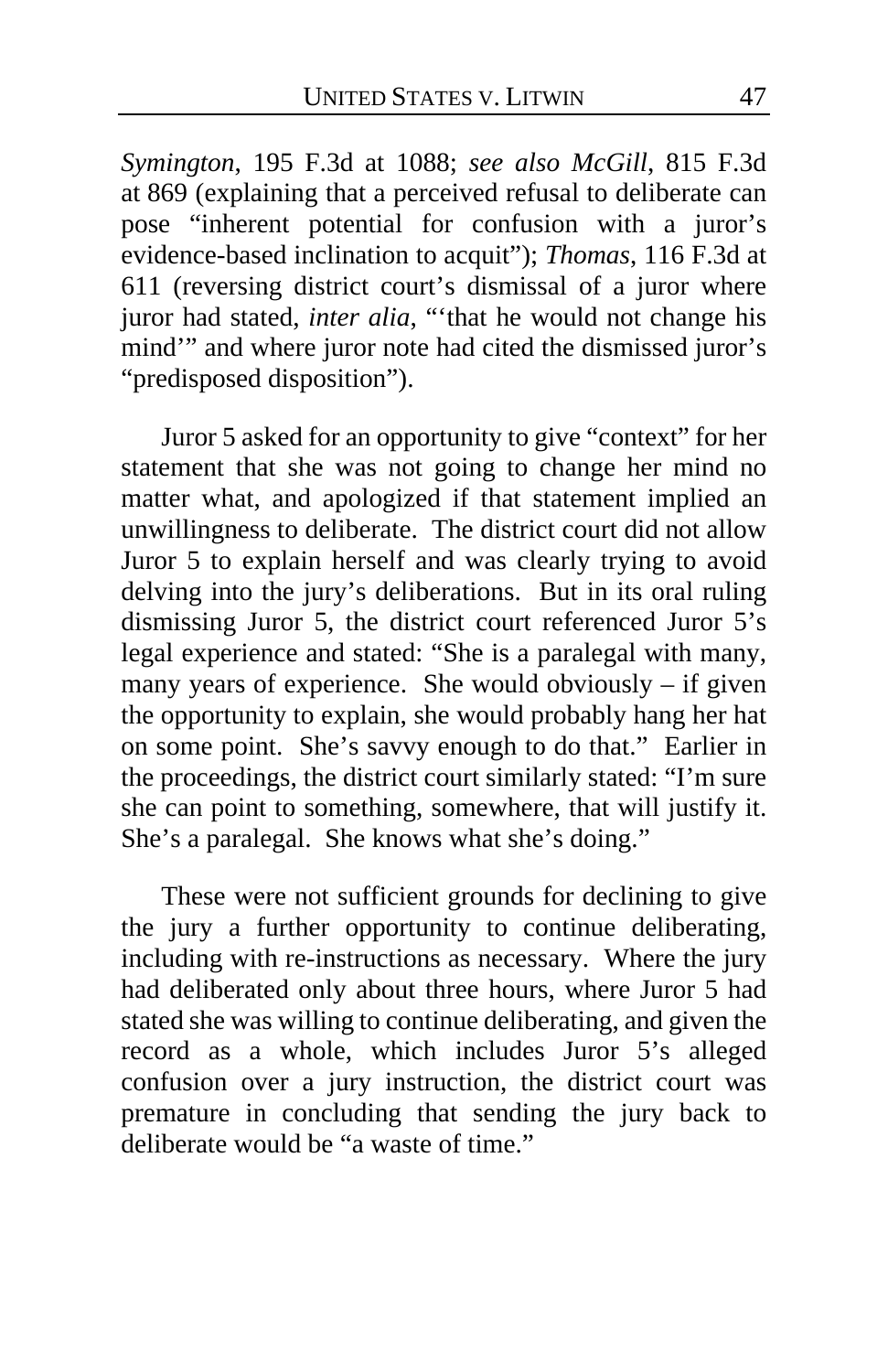*Symington*, 195 F.3d at 1088; *see also McGill*, 815 F.3d at 869 (explaining that a perceived refusal to deliberate can pose "inherent potential for confusion with a juror's evidence-based inclination to acquit"); *Thomas*, 116 F.3d at 611 (reversing district court's dismissal of a juror where juror had stated, *inter alia*, "'that he would not change his mind'" and where juror note had cited the dismissed juror's "predisposed disposition").

Juror 5 asked for an opportunity to give "context" for her statement that she was not going to change her mind no matter what, and apologized if that statement implied an unwillingness to deliberate. The district court did not allow Juror 5 to explain herself and was clearly trying to avoid delving into the jury's deliberations. But in its oral ruling dismissing Juror 5, the district court referenced Juror 5's legal experience and stated: "She is a paralegal with many, many years of experience. She would obviously – if given the opportunity to explain, she would probably hang her hat on some point. She's savvy enough to do that." Earlier in the proceedings, the district court similarly stated: "I'm sure she can point to something, somewhere, that will justify it. She's a paralegal. She knows what she's doing."

These were not sufficient grounds for declining to give the jury a further opportunity to continue deliberating, including with re-instructions as necessary. Where the jury had deliberated only about three hours, where Juror 5 had stated she was willing to continue deliberating, and given the record as a whole, which includes Juror 5's alleged confusion over a jury instruction, the district court was premature in concluding that sending the jury back to deliberate would be "a waste of time."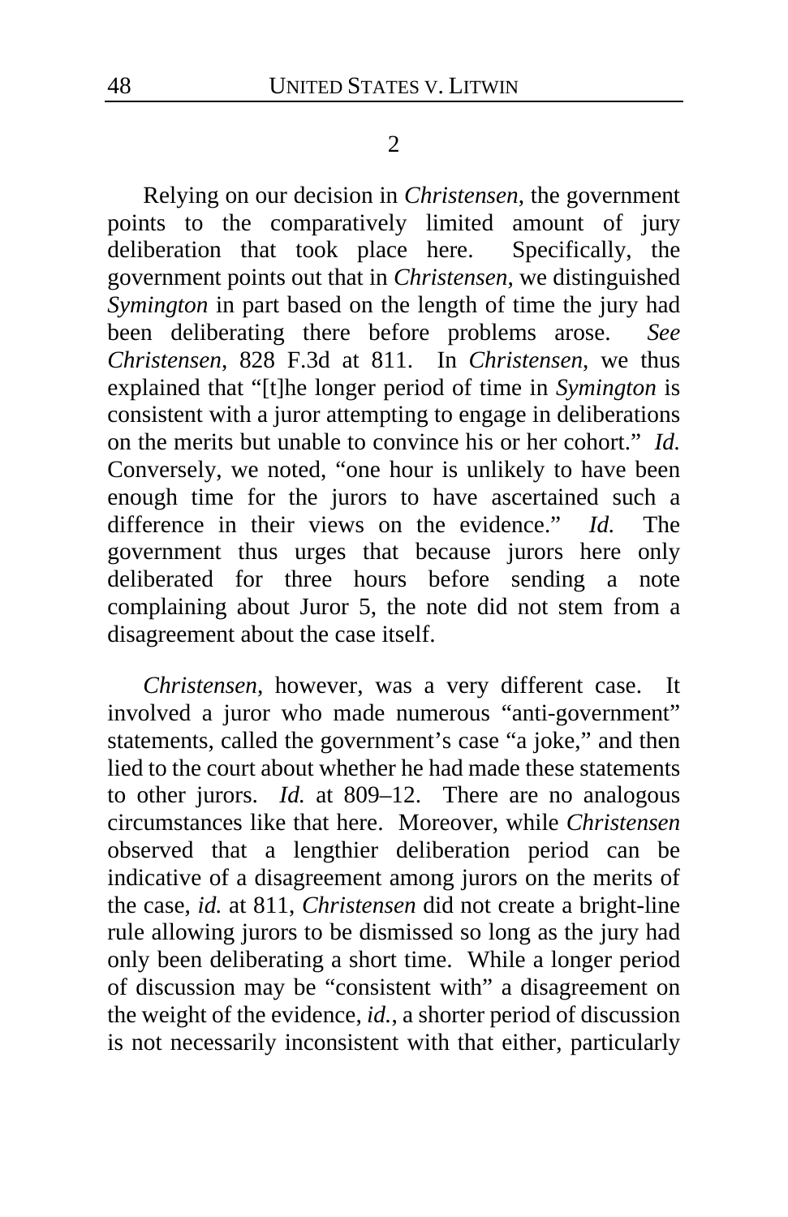2

Relying on our decision in *Christensen*, the government points to the comparatively limited amount of jury deliberation that took place here. Specifically, the government points out that in *Christensen*, we distinguished *Symington* in part based on the length of time the jury had been deliberating there before problems arose. *See Christensen*, 828 F.3d at 811. In *Christensen*, we thus explained that "[t]he longer period of time in *Symington* is consistent with a juror attempting to engage in deliberations on the merits but unable to convince his or her cohort." *Id.* Conversely, we noted, "one hour is unlikely to have been enough time for the jurors to have ascertained such a difference in their views on the evidence." *Id.* The government thus urges that because jurors here only deliberated for three hours before sending a note complaining about Juror 5, the note did not stem from a disagreement about the case itself.

*Christensen*, however, was a very different case. It involved a juror who made numerous "anti-government" statements, called the government's case "a joke," and then lied to the court about whether he had made these statements to other jurors. *Id.* at 809–12. There are no analogous circumstances like that here. Moreover, while *Christensen* observed that a lengthier deliberation period can be indicative of a disagreement among jurors on the merits of the case, *id.* at 811, *Christensen* did not create a bright-line rule allowing jurors to be dismissed so long as the jury had only been deliberating a short time. While a longer period of discussion may be "consistent with" a disagreement on the weight of the evidence, *id.*, a shorter period of discussion is not necessarily inconsistent with that either, particularly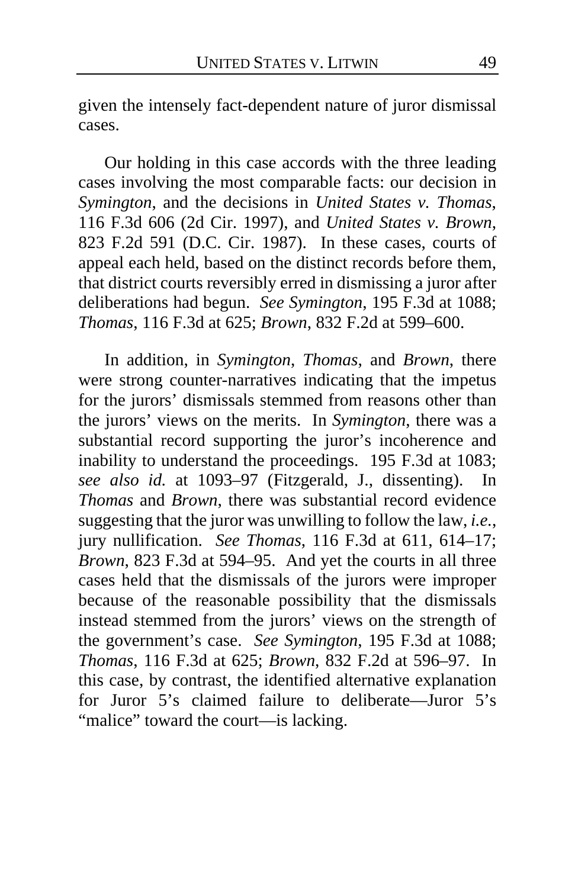given the intensely fact-dependent nature of juror dismissal cases.

Our holding in this case accords with the three leading cases involving the most comparable facts: our decision in *Symington*, and the decisions in *United States v. Thomas*, 116 F.3d 606 (2d Cir. 1997), and *United States v. Brown*, 823 F.2d 591 (D.C. Cir. 1987). In these cases, courts of appeal each held, based on the distinct records before them, that district courts reversibly erred in dismissing a juror after deliberations had begun. *See Symington*, 195 F.3d at 1088; *Thomas*, 116 F.3d at 625; *Brown*, 832 F.2d at 599–600.

In addition, in *Symington*, *Thomas*, and *Brown*, there were strong counter-narratives indicating that the impetus for the jurors' dismissals stemmed from reasons other than the jurors' views on the merits. In *Symington*, there was a substantial record supporting the juror's incoherence and inability to understand the proceedings. 195 F.3d at 1083; *see also id.* at 1093–97 (Fitzgerald, J., dissenting). In *Thomas* and *Brown*, there was substantial record evidence suggesting that the juror was unwilling to follow the law, *i.e.*, jury nullification. *See Thomas*, 116 F.3d at 611, 614–17; *Brown*, 823 F.3d at 594–95. And yet the courts in all three cases held that the dismissals of the jurors were improper because of the reasonable possibility that the dismissals instead stemmed from the jurors' views on the strength of the government's case. *See Symington*, 195 F.3d at 1088; *Thomas*, 116 F.3d at 625; *Brown*, 832 F.2d at 596–97. In this case, by contrast, the identified alternative explanation for Juror 5's claimed failure to deliberate—Juror 5's "malice" toward the court—is lacking.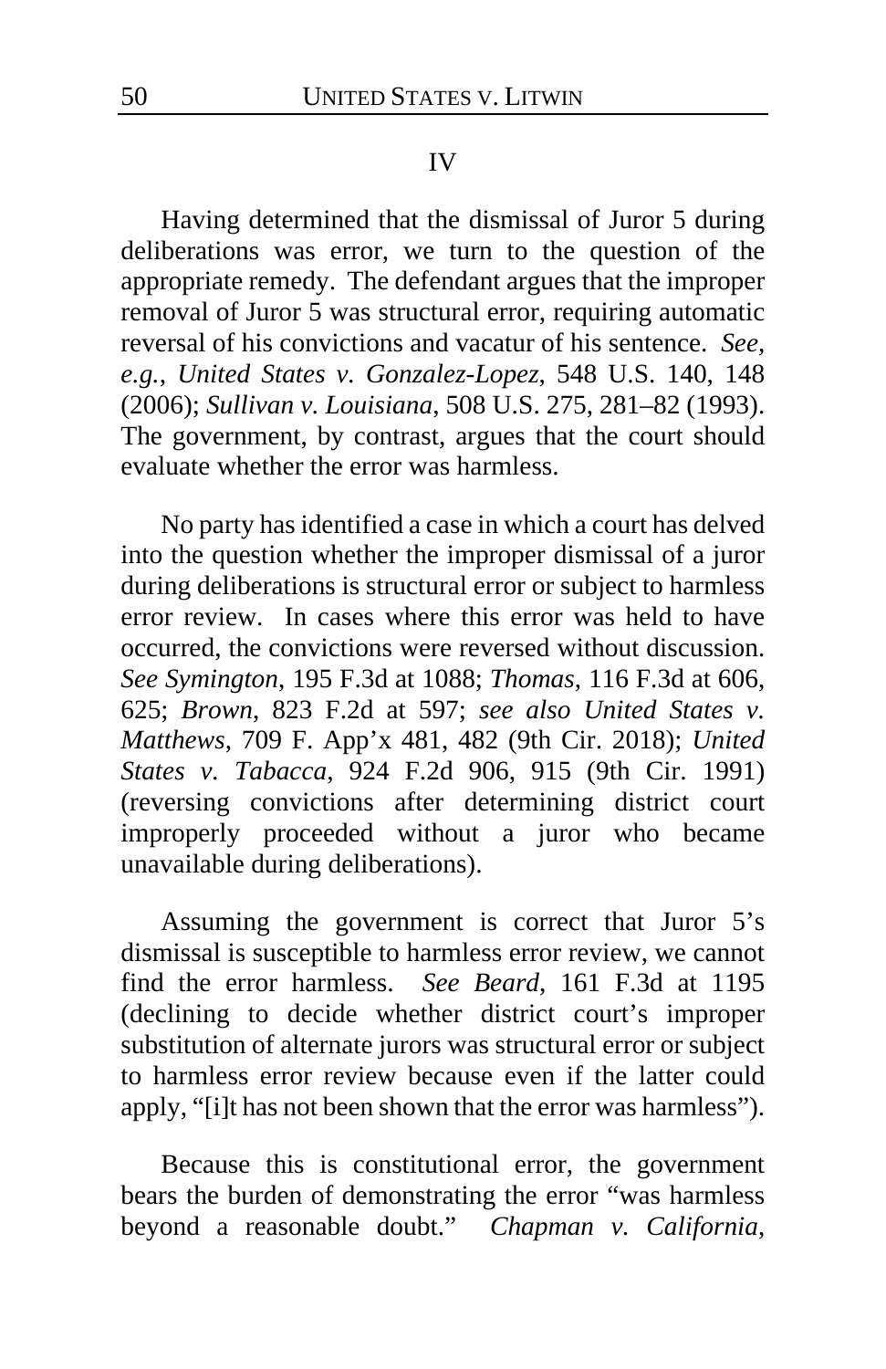## IV

Having determined that the dismissal of Juror 5 during deliberations was error, we turn to the question of the appropriate remedy. The defendant argues that the improper removal of Juror 5 was structural error, requiring automatic reversal of his convictions and vacatur of his sentence. *See, e.g.*, *United States v. Gonzalez-Lopez*, 548 U.S. 140, 148 (2006); *Sullivan v. Louisiana*, 508 U.S. 275, 281–82 (1993). The government, by contrast, argues that the court should evaluate whether the error was harmless.

No party has identified a case in which a court has delved into the question whether the improper dismissal of a juror during deliberations is structural error or subject to harmless error review. In cases where this error was held to have occurred, the convictions were reversed without discussion. *See Symington*, 195 F.3d at 1088; *Thomas*, 116 F.3d at 606, 625; *Brown*, 823 F.2d at 597; *see also United States v. Matthews*, 709 F. App'x 481, 482 (9th Cir. 2018); *United States v. Tabacca*, 924 F.2d 906, 915 (9th Cir. 1991) (reversing convictions after determining district court improperly proceeded without a juror who became unavailable during deliberations).

Assuming the government is correct that Juror 5's dismissal is susceptible to harmless error review, we cannot find the error harmless. *See Beard*, 161 F.3d at 1195 (declining to decide whether district court's improper substitution of alternate jurors was structural error or subject to harmless error review because even if the latter could apply, "[i]t has not been shown that the error was harmless").

Because this is constitutional error, the government bears the burden of demonstrating the error "was harmless beyond a reasonable doubt." *Chapman v. California*,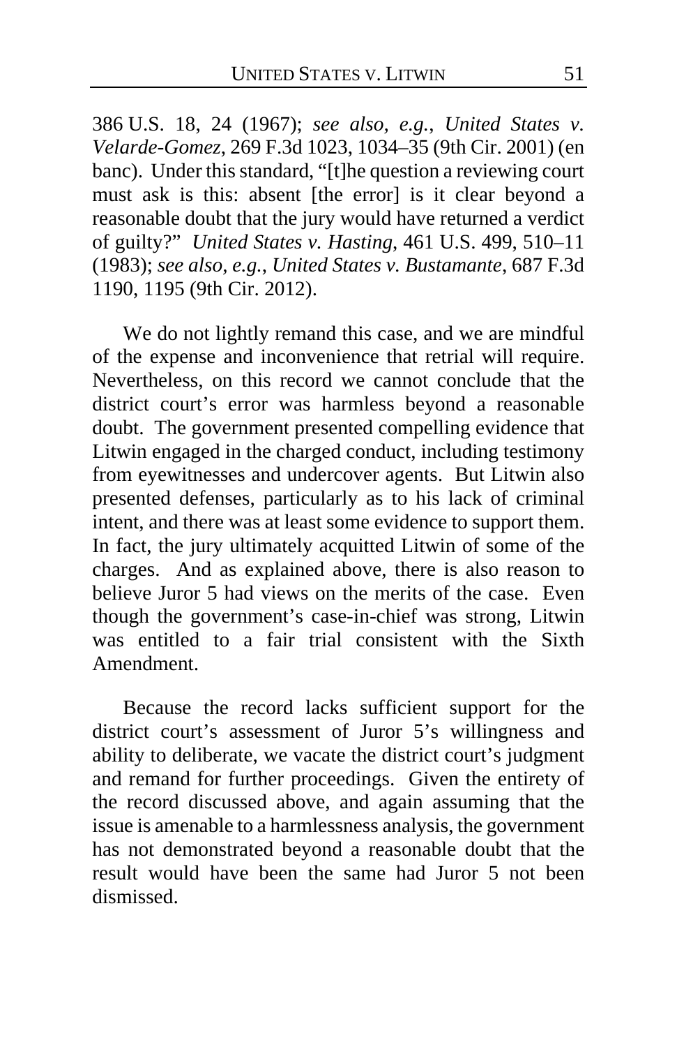386 U.S. 18, 24 (1967); *see also, e.g.*, *United States v. Velarde-Gomez*, 269 F.3d 1023, 1034–35 (9th Cir. 2001) (en banc). Under this standard, "[t]he question a reviewing court must ask is this: absent [the error] is it clear beyond a reasonable doubt that the jury would have returned a verdict of guilty?" *United States v. Hasting*, 461 U.S. 499, 510–11 (1983); *see also, e.g.*, *United States v. Bustamante*, 687 F.3d 1190, 1195 (9th Cir. 2012).

We do not lightly remand this case, and we are mindful of the expense and inconvenience that retrial will require. Nevertheless, on this record we cannot conclude that the district court's error was harmless beyond a reasonable doubt. The government presented compelling evidence that Litwin engaged in the charged conduct, including testimony from eyewitnesses and undercover agents. But Litwin also presented defenses, particularly as to his lack of criminal intent, and there was at least some evidence to support them. In fact, the jury ultimately acquitted Litwin of some of the charges. And as explained above, there is also reason to believe Juror 5 had views on the merits of the case. Even though the government's case-in-chief was strong, Litwin was entitled to a fair trial consistent with the Sixth Amendment.

Because the record lacks sufficient support for the district court's assessment of Juror 5's willingness and ability to deliberate, we vacate the district court's judgment and remand for further proceedings. Given the entirety of the record discussed above, and again assuming that the issue is amenable to a harmlessness analysis, the government has not demonstrated beyond a reasonable doubt that the result would have been the same had Juror 5 not been dismissed.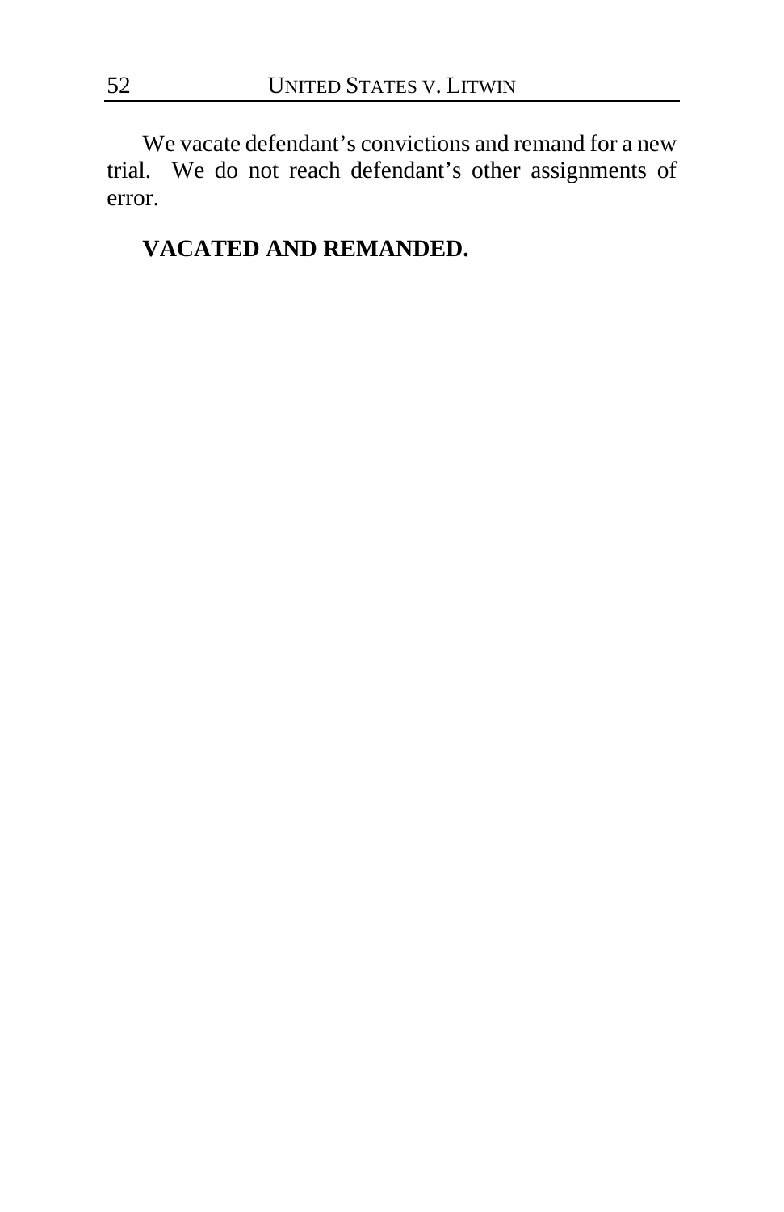We vacate defendant's convictions and remand for a new trial. We do not reach defendant's other assignments of error.

**VACATED AND REMANDED.**